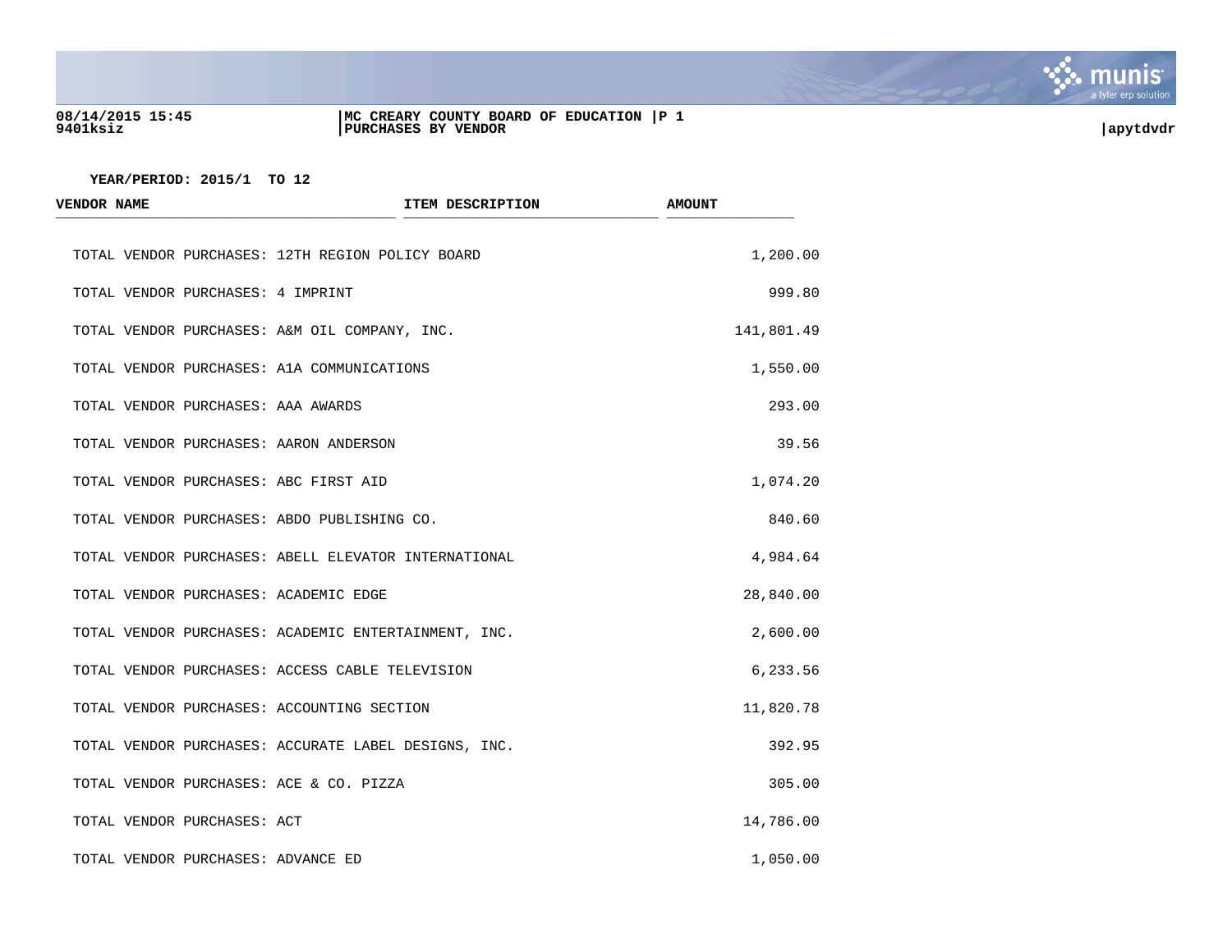08/14/2015 15:45 | MC CREARY COUNTY BOARD OF EDUCATION | P 1
9401ksiz | PURCHASES BY VENDOR | apytdvdr

YEAR/PERIOD: 2015/1 TO 12

| VENDOR NAME | ITEM DESCRIPTION | AMOUNT |
|---|---|---|
| TOTAL VENDOR PURCHASES: 12TH REGION POLICY BOARD | | 1,200.00 |
| TOTAL VENDOR PURCHASES: 4 IMPRINT | | 999.80 |
| TOTAL VENDOR PURCHASES: A&M OIL COMPANY, INC. | | 141,801.49 |
| TOTAL VENDOR PURCHASES: A1A COMMUNICATIONS | | 1,550.00 |
| TOTAL VENDOR PURCHASES: AAA AWARDS | | 293.00 |
| TOTAL VENDOR PURCHASES: AARON ANDERSON | | 39.56 |
| TOTAL VENDOR PURCHASES: ABC FIRST AID | | 1,074.20 |
| TOTAL VENDOR PURCHASES: ABDO PUBLISHING CO. | | 840.60 |
| TOTAL VENDOR PURCHASES: ABELL ELEVATOR INTERNATIONAL | | 4,984.64 |
| TOTAL VENDOR PURCHASES: ACADEMIC EDGE | | 28,840.00 |
| TOTAL VENDOR PURCHASES: ACADEMIC ENTERTAINMENT, INC. | | 2,600.00 |
| TOTAL VENDOR PURCHASES: ACCESS CABLE TELEVISION | | 6,233.56 |
| TOTAL VENDOR PURCHASES: ACCOUNTING SECTION | | 11,820.78 |
| TOTAL VENDOR PURCHASES: ACCURATE LABEL DESIGNS, INC. | | 392.95 |
| TOTAL VENDOR PURCHASES: ACE & CO. PIZZA | | 305.00 |
| TOTAL VENDOR PURCHASES: ACT | | 14,786.00 |
| TOTAL VENDOR PURCHASES: ADVANCE ED | | 1,050.00 |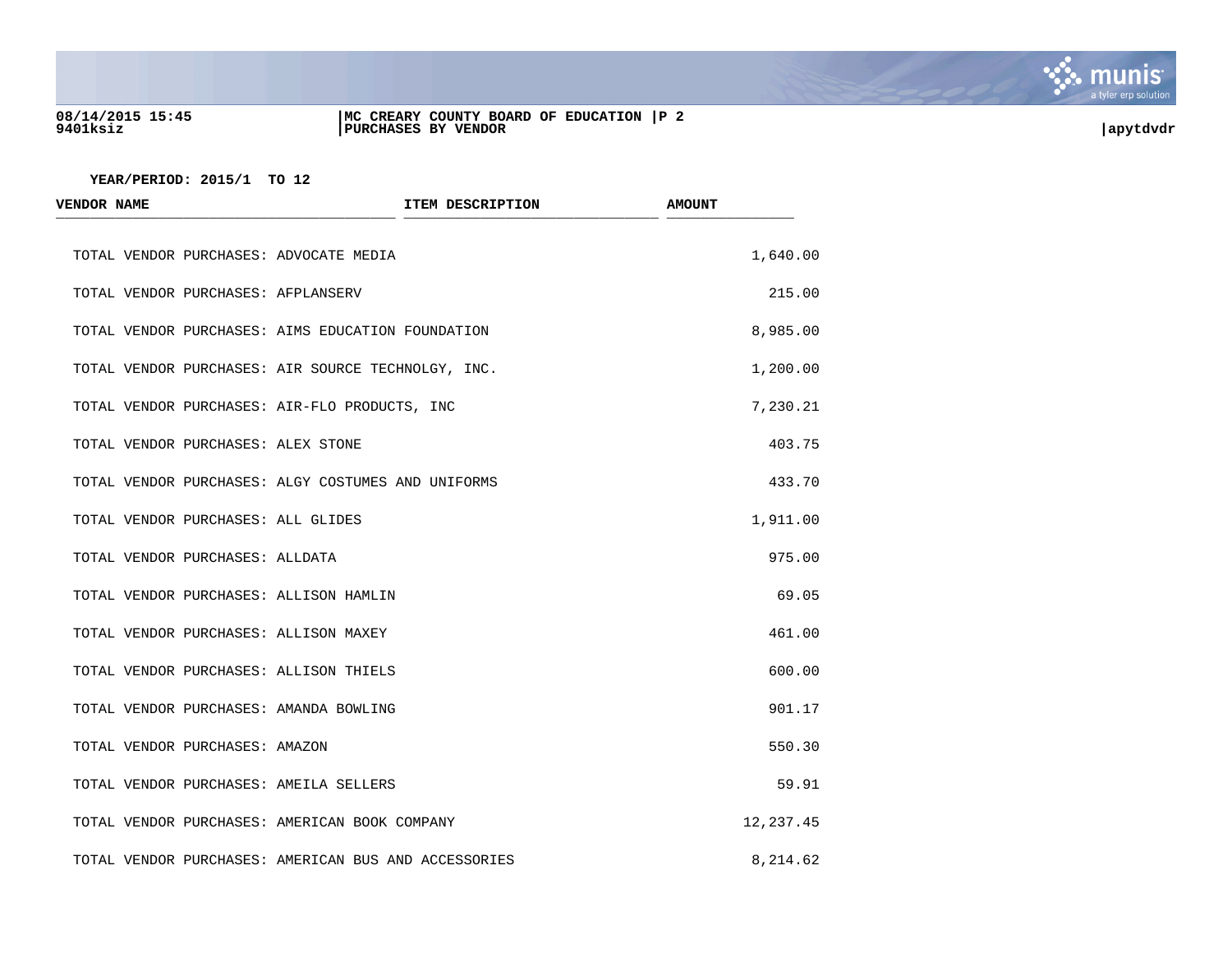YEAR/PERIOD: 2015/1 TO 12

| VENDOR NAME | ITEM DESCRIPTION | AMOUNT |
|---|---|---|
| TOTAL VENDOR PURCHASES: ADVOCATE MEDIA | | 1,640.00 |
| TOTAL VENDOR PURCHASES: AFPLANSERV | | 215.00 |
| TOTAL VENDOR PURCHASES: AIMS EDUCATION FOUNDATION | | 8,985.00 |
| TOTAL VENDOR PURCHASES: AIR SOURCE TECHNOLGY, INC. | | 1,200.00 |
| TOTAL VENDOR PURCHASES: AIR-FLO PRODUCTS, INC | | 7,230.21 |
| TOTAL VENDOR PURCHASES: ALEX STONE | | 403.75 |
| TOTAL VENDOR PURCHASES: ALGY COSTUMES AND UNIFORMS | | 433.70 |
| TOTAL VENDOR PURCHASES: ALL GLIDES | | 1,911.00 |
| TOTAL VENDOR PURCHASES: ALLDATA | | 975.00 |
| TOTAL VENDOR PURCHASES: ALLISON HAMLIN | | 69.05 |
| TOTAL VENDOR PURCHASES: ALLISON MAXEY | | 461.00 |
| TOTAL VENDOR PURCHASES: ALLISON THIELS | | 600.00 |
| TOTAL VENDOR PURCHASES: AMANDA BOWLING | | 901.17 |
| TOTAL VENDOR PURCHASES: AMAZON | | 550.30 |
| TOTAL VENDOR PURCHASES: AMEILA SELLERS | | 59.91 |
| TOTAL VENDOR PURCHASES: AMERICAN BOOK COMPANY | | 12,237.45 |
| TOTAL VENDOR PURCHASES: AMERICAN BUS AND ACCESSORIES | | 8,214.62 |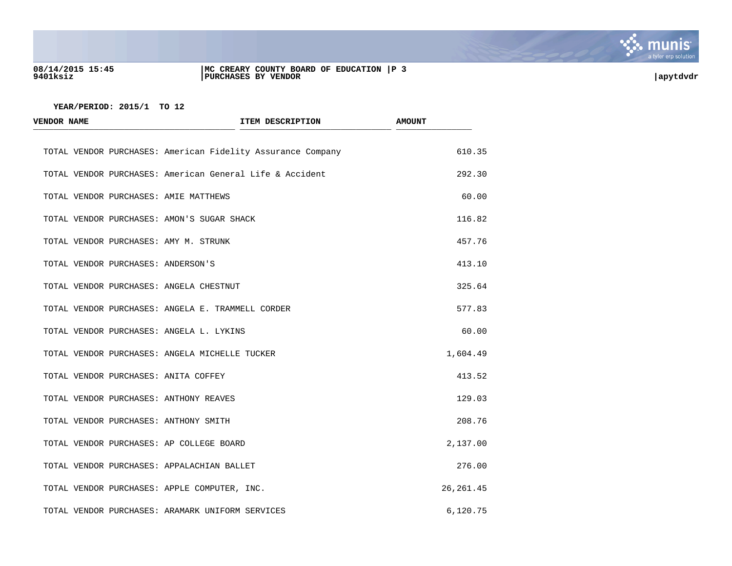YEAR/PERIOD: 2015/1 TO 12

| VENDOR NAME | ITEM DESCRIPTION | AMOUNT |
|---|---|---|
| TOTAL VENDOR PURCHASES: American Fidelity Assurance Company | | 610.35 |
| TOTAL VENDOR PURCHASES: American General Life & Accident | | 292.30 |
| TOTAL VENDOR PURCHASES: AMIE MATTHEWS | | 60.00 |
| TOTAL VENDOR PURCHASES: AMON'S SUGAR SHACK | | 116.82 |
| TOTAL VENDOR PURCHASES: AMY M. STRUNK | | 457.76 |
| TOTAL VENDOR PURCHASES: ANDERSON'S | | 413.10 |
| TOTAL VENDOR PURCHASES: ANGELA CHESTNUT | | 325.64 |
| TOTAL VENDOR PURCHASES: ANGELA E. TRAMMELL CORDER | | 577.83 |
| TOTAL VENDOR PURCHASES: ANGELA L. LYKINS | | 60.00 |
| TOTAL VENDOR PURCHASES: ANGELA MICHELLE TUCKER | | 1,604.49 |
| TOTAL VENDOR PURCHASES: ANITA COFFEY | | 413.52 |
| TOTAL VENDOR PURCHASES: ANTHONY REAVES | | 129.03 |
| TOTAL VENDOR PURCHASES: ANTHONY SMITH | | 208.76 |
| TOTAL VENDOR PURCHASES: AP COLLEGE BOARD | | 2,137.00 |
| TOTAL VENDOR PURCHASES: APPALACHIAN BALLET | | 276.00 |
| TOTAL VENDOR PURCHASES: APPLE COMPUTER, INC. | | 26,261.45 |
| TOTAL VENDOR PURCHASES: ARAMARK UNIFORM SERVICES | | 6,120.75 |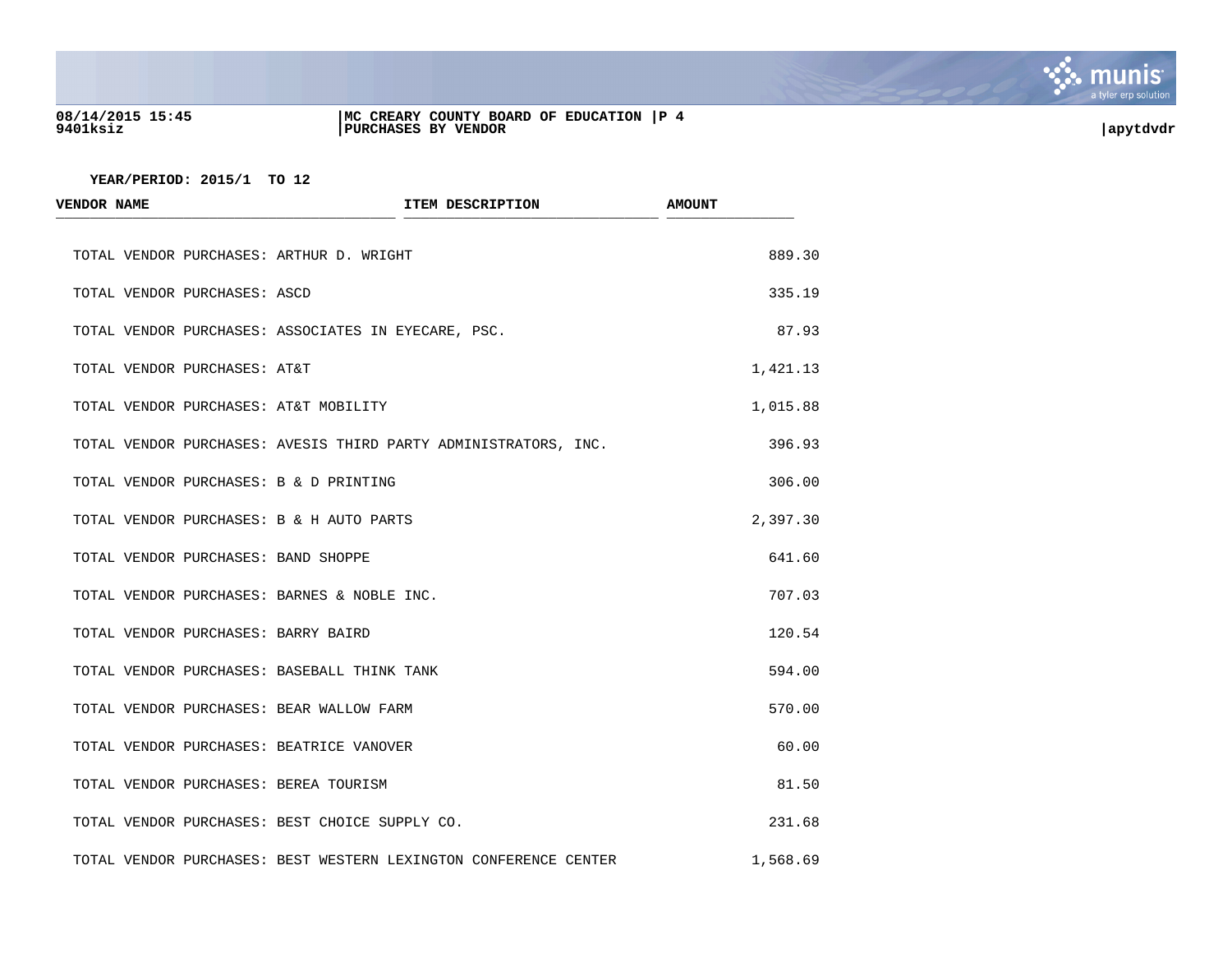YEAR/PERIOD: 2015/1 TO 12

| VENDOR NAME | ITEM DESCRIPTION | AMOUNT |
|---|---|---|
| TOTAL VENDOR PURCHASES: ARTHUR D. WRIGHT | | 889.30 |
| TOTAL VENDOR PURCHASES: ASCD | | 335.19 |
| TOTAL VENDOR PURCHASES: ASSOCIATES IN EYECARE, PSC. | | 87.93 |
| TOTAL VENDOR PURCHASES: AT&T | | 1,421.13 |
| TOTAL VENDOR PURCHASES: AT&T MOBILITY | | 1,015.88 |
| TOTAL VENDOR PURCHASES: AVESIS THIRD PARTY ADMINISTRATORS, INC. | | 396.93 |
| TOTAL VENDOR PURCHASES: B & D PRINTING | | 306.00 |
| TOTAL VENDOR PURCHASES: B & H AUTO PARTS | | 2,397.30 |
| TOTAL VENDOR PURCHASES: BAND SHOPPE | | 641.60 |
| TOTAL VENDOR PURCHASES: BARNES & NOBLE INC. | | 707.03 |
| TOTAL VENDOR PURCHASES: BARRY BAIRD | | 120.54 |
| TOTAL VENDOR PURCHASES: BASEBALL THINK TANK | | 594.00 |
| TOTAL VENDOR PURCHASES: BEAR WALLOW FARM | | 570.00 |
| TOTAL VENDOR PURCHASES: BEATRICE VANOVER | | 60.00 |
| TOTAL VENDOR PURCHASES: BEREA TOURISM | | 81.50 |
| TOTAL VENDOR PURCHASES: BEST CHOICE SUPPLY CO. | | 231.68 |
| TOTAL VENDOR PURCHASES: BEST WESTERN LEXINGTON CONFERENCE CENTER | | 1,568.69 |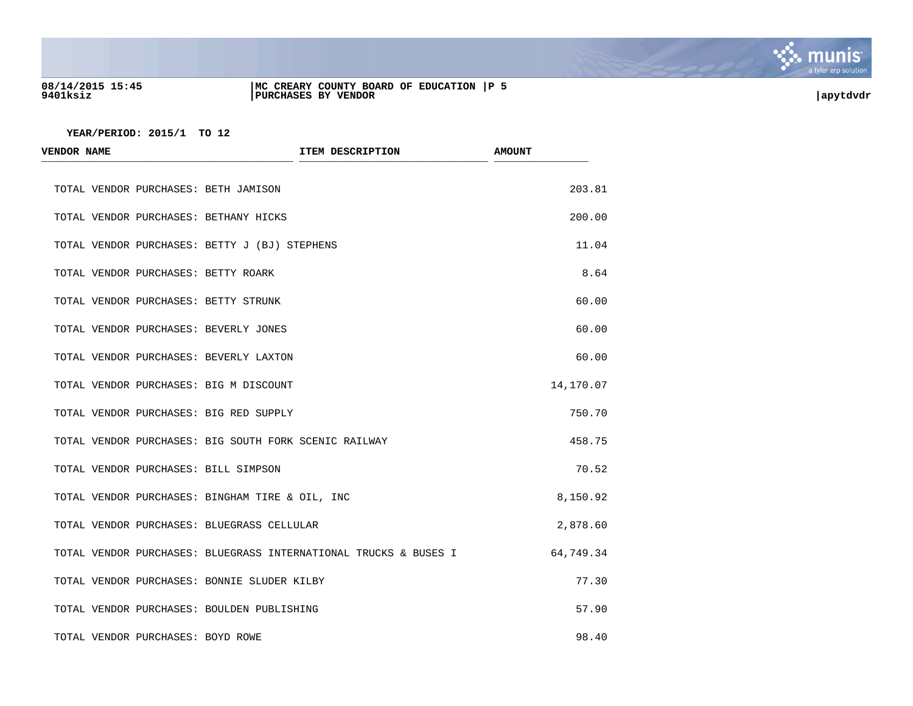YEAR/PERIOD: 2015/1 TO 12

| VENDOR NAME | ITEM DESCRIPTION | AMOUNT |
|---|---|---|
| TOTAL VENDOR PURCHASES: BETH JAMISON | | 203.81 |
| TOTAL VENDOR PURCHASES: BETHANY HICKS | | 200.00 |
| TOTAL VENDOR PURCHASES: BETTY J (BJ) STEPHENS | | 11.04 |
| TOTAL VENDOR PURCHASES: BETTY ROARK | | 8.64 |
| TOTAL VENDOR PURCHASES: BETTY STRUNK | | 60.00 |
| TOTAL VENDOR PURCHASES: BEVERLY JONES | | 60.00 |
| TOTAL VENDOR PURCHASES: BEVERLY LAXTON | | 60.00 |
| TOTAL VENDOR PURCHASES: BIG M DISCOUNT | | 14,170.07 |
| TOTAL VENDOR PURCHASES: BIG RED SUPPLY | | 750.70 |
| TOTAL VENDOR PURCHASES: BIG SOUTH FORK SCENIC RAILWAY | | 458.75 |
| TOTAL VENDOR PURCHASES: BILL SIMPSON | | 70.52 |
| TOTAL VENDOR PURCHASES: BINGHAM TIRE & OIL, INC | | 8,150.92 |
| TOTAL VENDOR PURCHASES: BLUEGRASS CELLULAR | | 2,878.60 |
| TOTAL VENDOR PURCHASES: BLUEGRASS INTERNATIONAL TRUCKS & BUSES I | | 64,749.34 |
| TOTAL VENDOR PURCHASES: BONNIE SLUDER KILBY | | 77.30 |
| TOTAL VENDOR PURCHASES: BOULDEN PUBLISHING | | 57.90 |
| TOTAL VENDOR PURCHASES: BOYD ROWE | | 98.40 |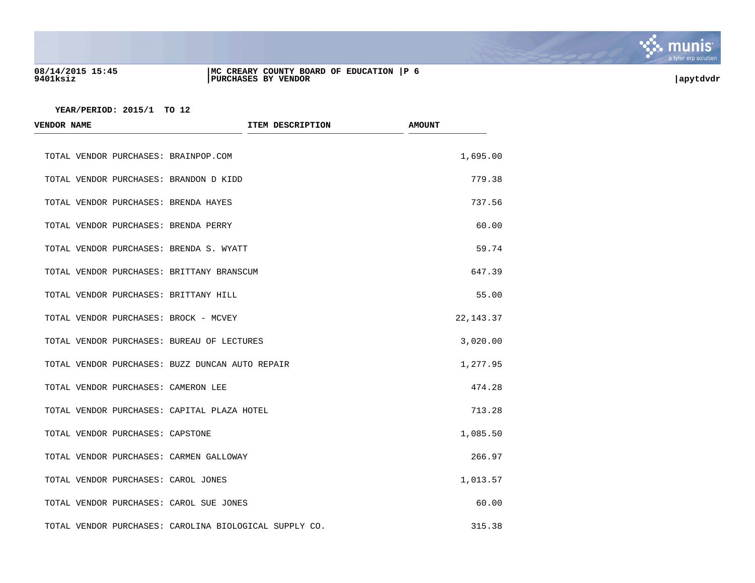YEAR/PERIOD: 2015/1 TO 12

| VENDOR NAME | ITEM DESCRIPTION | AMOUNT |
|---|---|---|
| TOTAL VENDOR PURCHASES: BRAINPOP.COM | | 1,695.00 |
| TOTAL VENDOR PURCHASES: BRANDON D KIDD | | 779.38 |
| TOTAL VENDOR PURCHASES: BRENDA HAYES | | 737.56 |
| TOTAL VENDOR PURCHASES: BRENDA PERRY | | 60.00 |
| TOTAL VENDOR PURCHASES: BRENDA S. WYATT | | 59.74 |
| TOTAL VENDOR PURCHASES: BRITTANY BRANSCUM | | 647.39 |
| TOTAL VENDOR PURCHASES: BRITTANY HILL | | 55.00 |
| TOTAL VENDOR PURCHASES: BROCK - MCVEY | | 22,143.37 |
| TOTAL VENDOR PURCHASES: BUREAU OF LECTURES | | 3,020.00 |
| TOTAL VENDOR PURCHASES: BUZZ DUNCAN AUTO REPAIR | | 1,277.95 |
| TOTAL VENDOR PURCHASES: CAMERON LEE | | 474.28 |
| TOTAL VENDOR PURCHASES: CAPITAL PLAZA HOTEL | | 713.28 |
| TOTAL VENDOR PURCHASES: CAPSTONE | | 1,085.50 |
| TOTAL VENDOR PURCHASES: CARMEN GALLOWAY | | 266.97 |
| TOTAL VENDOR PURCHASES: CAROL JONES | | 1,013.57 |
| TOTAL VENDOR PURCHASES: CAROL SUE JONES | | 60.00 |
| TOTAL VENDOR PURCHASES: CAROLINA BIOLOGICAL SUPPLY CO. | | 315.38 |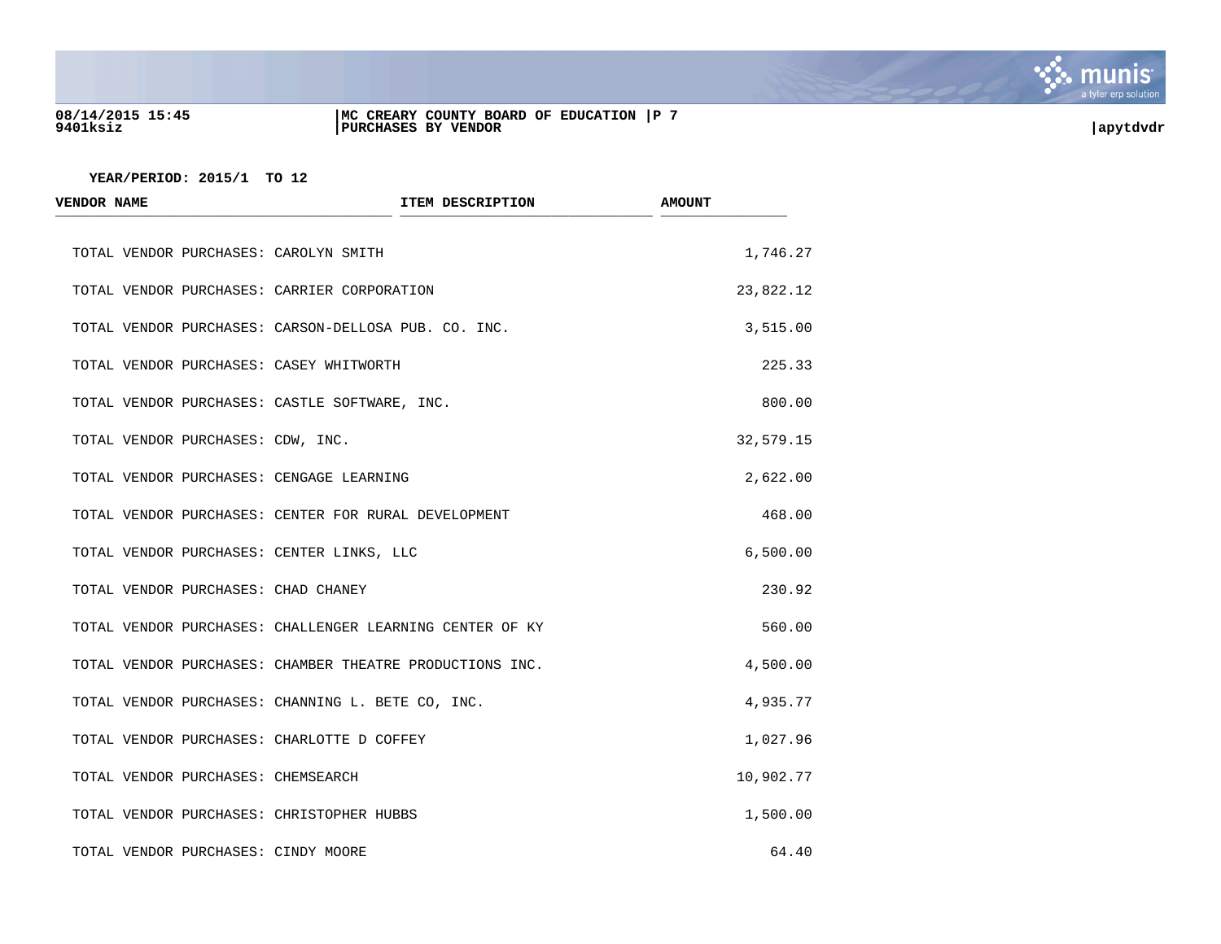YEAR/PERIOD: 2015/1 TO 12

| VENDOR NAME | ITEM DESCRIPTION | AMOUNT |
| --- | --- | --- |
| TOTAL VENDOR PURCHASES: CAROLYN SMITH | | 1,746.27 |
| TOTAL VENDOR PURCHASES: CARRIER CORPORATION | | 23,822.12 |
| TOTAL VENDOR PURCHASES: CARSON-DELLOSA PUB. CO. INC. | | 3,515.00 |
| TOTAL VENDOR PURCHASES: CASEY WHITWORTH | | 225.33 |
| TOTAL VENDOR PURCHASES: CASTLE SOFTWARE, INC. | | 800.00 |
| TOTAL VENDOR PURCHASES: CDW, INC. | | 32,579.15 |
| TOTAL VENDOR PURCHASES: CENGAGE LEARNING | | 2,622.00 |
| TOTAL VENDOR PURCHASES: CENTER FOR RURAL DEVELOPMENT | | 468.00 |
| TOTAL VENDOR PURCHASES: CENTER LINKS, LLC | | 6,500.00 |
| TOTAL VENDOR PURCHASES: CHAD CHANEY | | 230.92 |
| TOTAL VENDOR PURCHASES: CHALLENGER LEARNING CENTER OF KY | | 560.00 |
| TOTAL VENDOR PURCHASES: CHAMBER THEATRE PRODUCTIONS INC. | | 4,500.00 |
| TOTAL VENDOR PURCHASES: CHANNING L. BETE CO, INC. | | 4,935.77 |
| TOTAL VENDOR PURCHASES: CHARLOTTE D COFFEY | | 1,027.96 |
| TOTAL VENDOR PURCHASES: CHEMSEARCH | | 10,902.77 |
| TOTAL VENDOR PURCHASES: CHRISTOPHER HUBBS | | 1,500.00 |
| TOTAL VENDOR PURCHASES: CINDY MOORE | | 64.40 |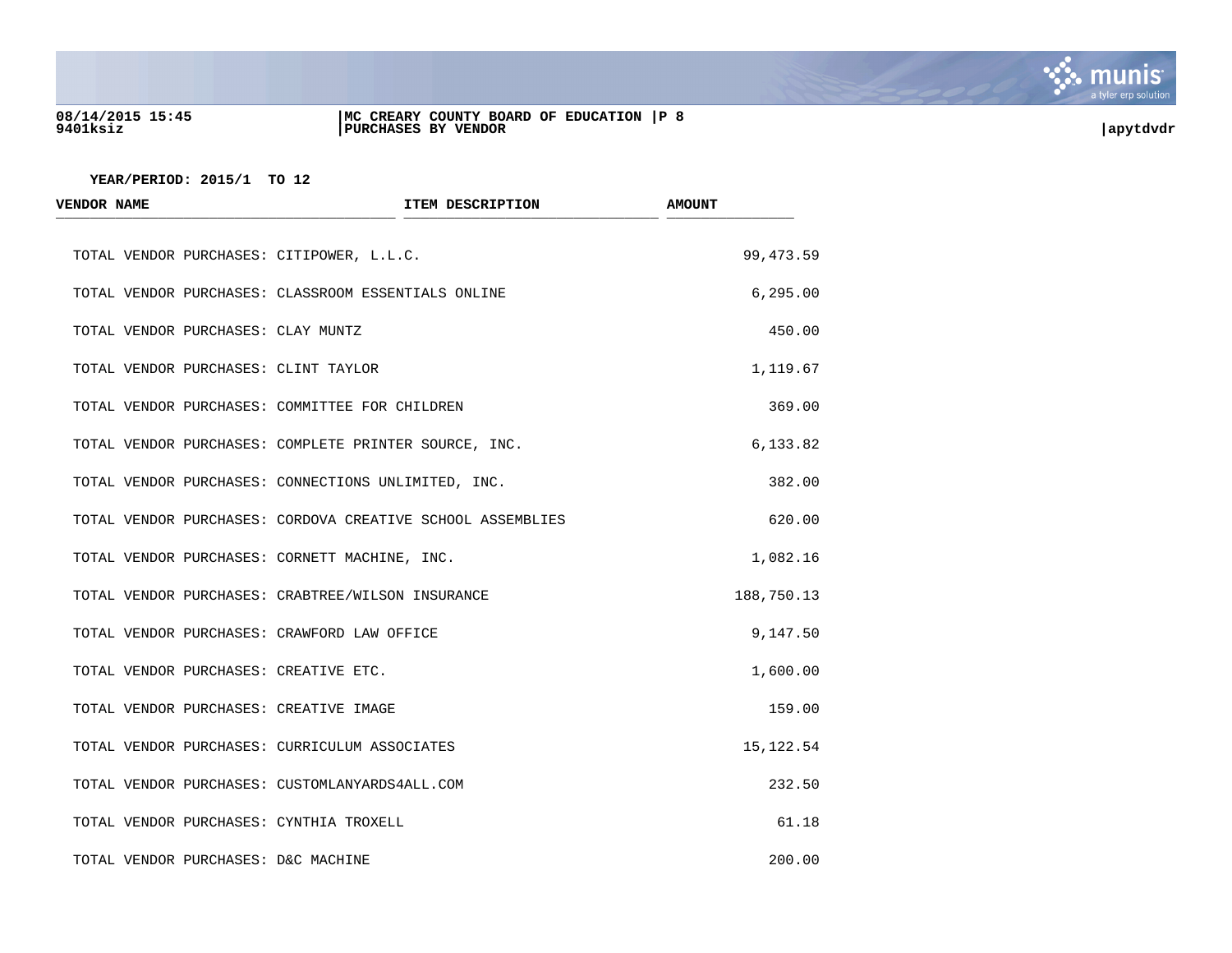08/14/2015 15:45
9401ksiz

MC CREARY COUNTY BOARD OF EDUCATION
PURCHASES BY VENDOR

apytdvdr

YEAR/PERIOD: 2015/1 TO 12

| VENDOR NAME | ITEM DESCRIPTION | AMOUNT |
|---|---|---|
| TOTAL VENDOR PURCHASES: CITIPOWER, L.L.C. | | 99,473.59 |
| TOTAL VENDOR PURCHASES: CLASSROOM ESSENTIALS ONLINE | | 6,295.00 |
| TOTAL VENDOR PURCHASES: CLAY MUNTZ | | 450.00 |
| TOTAL VENDOR PURCHASES: CLINT TAYLOR | | 1,119.67 |
| TOTAL VENDOR PURCHASES: COMMITTEE FOR CHILDREN | | 369.00 |
| TOTAL VENDOR PURCHASES: COMPLETE PRINTER SOURCE, INC. | | 6,133.82 |
| TOTAL VENDOR PURCHASES: CONNECTIONS UNLIMITED, INC. | | 382.00 |
| TOTAL VENDOR PURCHASES: CORDOVA CREATIVE SCHOOL ASSEMBLIES | | 620.00 |
| TOTAL VENDOR PURCHASES: CORNETT MACHINE, INC. | | 1,082.16 |
| TOTAL VENDOR PURCHASES: CRABTREE/WILSON INSURANCE | | 188,750.13 |
| TOTAL VENDOR PURCHASES: CRAWFORD LAW OFFICE | | 9,147.50 |
| TOTAL VENDOR PURCHASES: CREATIVE ETC. | | 1,600.00 |
| TOTAL VENDOR PURCHASES: CREATIVE IMAGE | | 159.00 |
| TOTAL VENDOR PURCHASES: CURRICULUM ASSOCIATES | | 15,122.54 |
| TOTAL VENDOR PURCHASES: CUSTOMLANYARDS4ALL.COM | | 232.50 |
| TOTAL VENDOR PURCHASES: CYNTHIA TROXELL | | 61.18 |
| TOTAL VENDOR PURCHASES: D&C MACHINE | | 200.00 |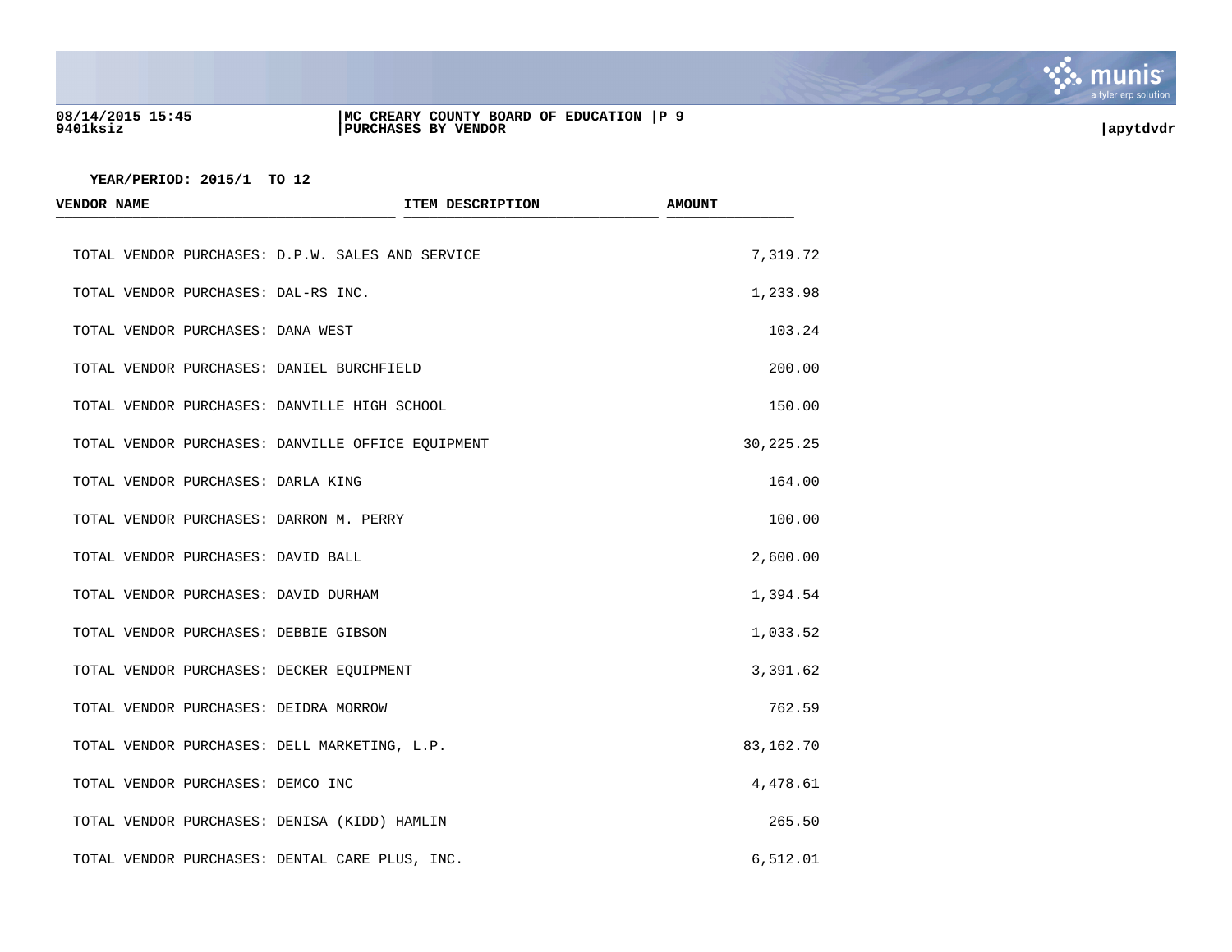YEAR/PERIOD: 2015/1 TO 12

| VENDOR NAME | ITEM DESCRIPTION | AMOUNT |
|---|---|---|
| TOTAL VENDOR PURCHASES: D.P.W. SALES AND SERVICE | | 7,319.72 |
| TOTAL VENDOR PURCHASES: DAL-RS INC. | | 1,233.98 |
| TOTAL VENDOR PURCHASES: DANA WEST | | 103.24 |
| TOTAL VENDOR PURCHASES: DANIEL BURCHFIELD | | 200.00 |
| TOTAL VENDOR PURCHASES: DANVILLE HIGH SCHOOL | | 150.00 |
| TOTAL VENDOR PURCHASES: DANVILLE OFFICE EQUIPMENT | | 30,225.25 |
| TOTAL VENDOR PURCHASES: DARLA KING | | 164.00 |
| TOTAL VENDOR PURCHASES: DARRON M. PERRY | | 100.00 |
| TOTAL VENDOR PURCHASES: DAVID BALL | | 2,600.00 |
| TOTAL VENDOR PURCHASES: DAVID DURHAM | | 1,394.54 |
| TOTAL VENDOR PURCHASES: DEBBIE GIBSON | | 1,033.52 |
| TOTAL VENDOR PURCHASES: DECKER EQUIPMENT | | 3,391.62 |
| TOTAL VENDOR PURCHASES: DEIDRA MORROW | | 762.59 |
| TOTAL VENDOR PURCHASES: DELL MARKETING, L.P. | | 83,162.70 |
| TOTAL VENDOR PURCHASES: DEMCO INC | | 4,478.61 |
| TOTAL VENDOR PURCHASES: DENISA (KIDD) HAMLIN | | 265.50 |
| TOTAL VENDOR PURCHASES: DENTAL CARE PLUS, INC. | | 6,512.01 |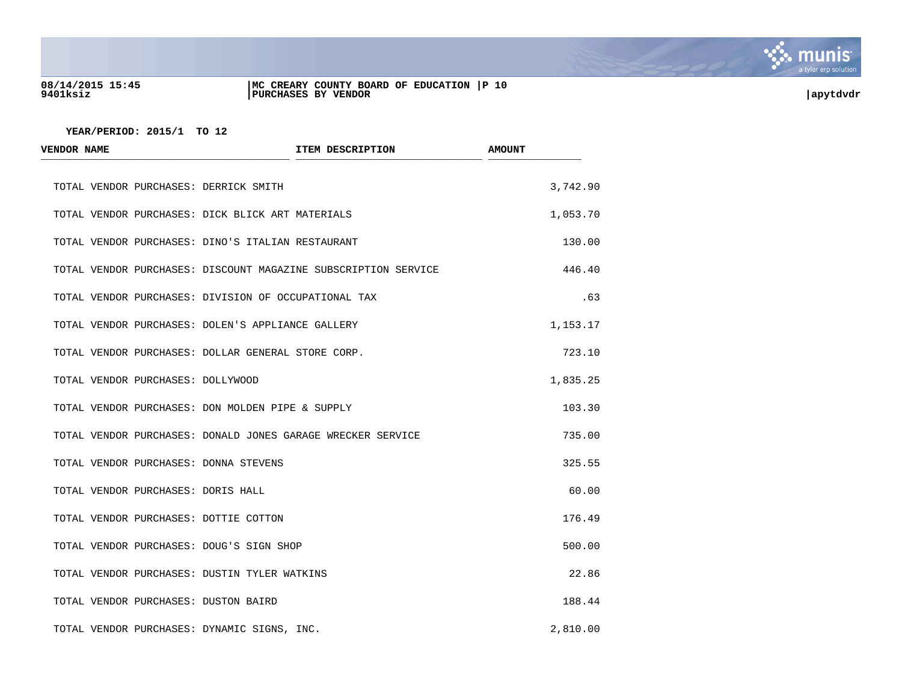YEAR/PERIOD: 2015/1 TO 12

| VENDOR NAME | ITEM DESCRIPTION | AMOUNT |
|---|---|---|
| TOTAL VENDOR PURCHASES: DERRICK SMITH | | 3,742.90 |
| TOTAL VENDOR PURCHASES: DICK BLICK ART MATERIALS | | 1,053.70 |
| TOTAL VENDOR PURCHASES: DINO'S ITALIAN RESTAURANT | | 130.00 |
| TOTAL VENDOR PURCHASES: DISCOUNT MAGAZINE SUBSCRIPTION SERVICE | | 446.40 |
| TOTAL VENDOR PURCHASES: DIVISION OF OCCUPATIONAL TAX | | .63 |
| TOTAL VENDOR PURCHASES: DOLEN'S APPLIANCE GALLERY | | 1,153.17 |
| TOTAL VENDOR PURCHASES: DOLLAR GENERAL STORE CORP. | | 723.10 |
| TOTAL VENDOR PURCHASES: DOLLYWOOD | | 1,835.25 |
| TOTAL VENDOR PURCHASES: DON MOLDEN PIPE & SUPPLY | | 103.30 |
| TOTAL VENDOR PURCHASES: DONALD JONES GARAGE WRECKER SERVICE | | 735.00 |
| TOTAL VENDOR PURCHASES: DONNA STEVENS | | 325.55 |
| TOTAL VENDOR PURCHASES: DORIS HALL | | 60.00 |
| TOTAL VENDOR PURCHASES: DOTTIE COTTON | | 176.49 |
| TOTAL VENDOR PURCHASES: DOUG'S SIGN SHOP | | 500.00 |
| TOTAL VENDOR PURCHASES: DUSTIN TYLER WATKINS | | 22.86 |
| TOTAL VENDOR PURCHASES: DUSTON BAIRD | | 188.44 |
| TOTAL VENDOR PURCHASES: DYNAMIC SIGNS, INC. | | 2,810.00 |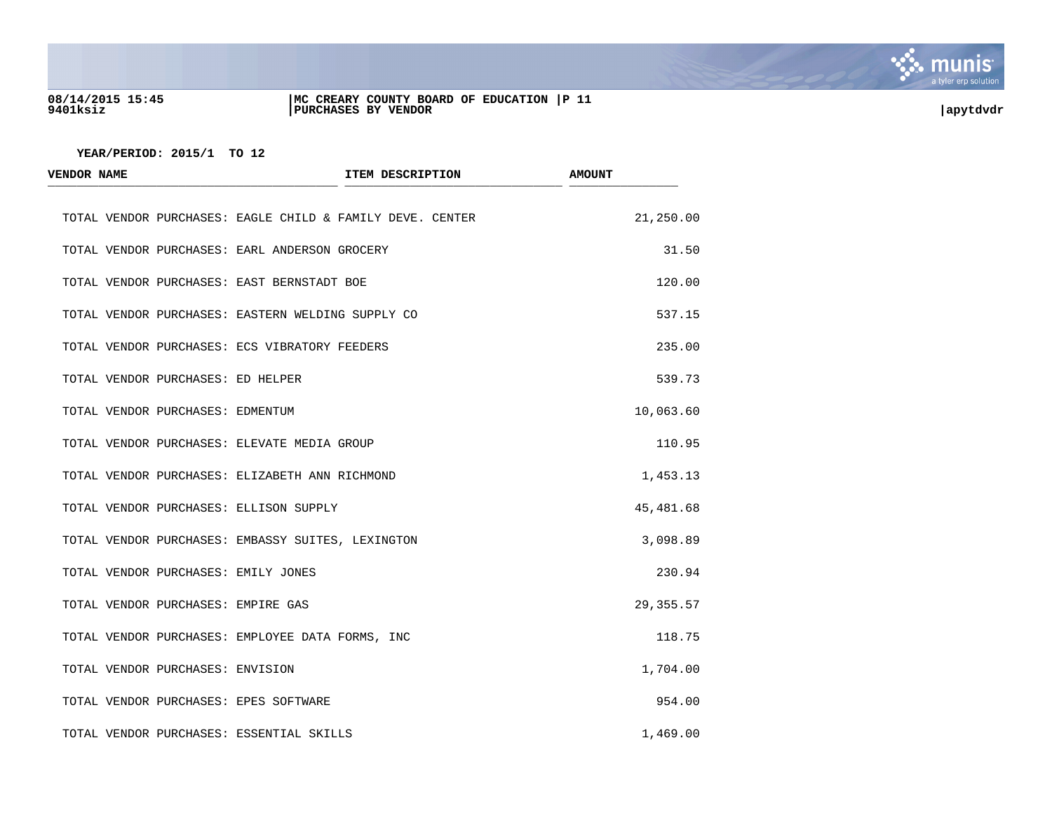YEAR/PERIOD: 2015/1 TO 12

| VENDOR NAME | ITEM DESCRIPTION | AMOUNT |
|---|---|---|
| TOTAL VENDOR PURCHASES: EAGLE CHILD & FAMILY DEVE. CENTER | | 21,250.00 |
| TOTAL VENDOR PURCHASES: EARL ANDERSON GROCERY | | 31.50 |
| TOTAL VENDOR PURCHASES: EAST BERNSTADT BOE | | 120.00 |
| TOTAL VENDOR PURCHASES: EASTERN WELDING SUPPLY CO | | 537.15 |
| TOTAL VENDOR PURCHASES: ECS VIBRATORY FEEDERS | | 235.00 |
| TOTAL VENDOR PURCHASES: ED HELPER | | 539.73 |
| TOTAL VENDOR PURCHASES: EDMENTUM | | 10,063.60 |
| TOTAL VENDOR PURCHASES: ELEVATE MEDIA GROUP | | 110.95 |
| TOTAL VENDOR PURCHASES: ELIZABETH ANN RICHMOND | | 1,453.13 |
| TOTAL VENDOR PURCHASES: ELLISON SUPPLY | | 45,481.68 |
| TOTAL VENDOR PURCHASES: EMBASSY SUITES, LEXINGTON | | 3,098.89 |
| TOTAL VENDOR PURCHASES: EMILY JONES | | 230.94 |
| TOTAL VENDOR PURCHASES: EMPIRE GAS | | 29,355.57 |
| TOTAL VENDOR PURCHASES: EMPLOYEE DATA FORMS, INC | | 118.75 |
| TOTAL VENDOR PURCHASES: ENVISION | | 1,704.00 |
| TOTAL VENDOR PURCHASES: EPES SOFTWARE | | 954.00 |
| TOTAL VENDOR PURCHASES: ESSENTIAL SKILLS | | 1,469.00 |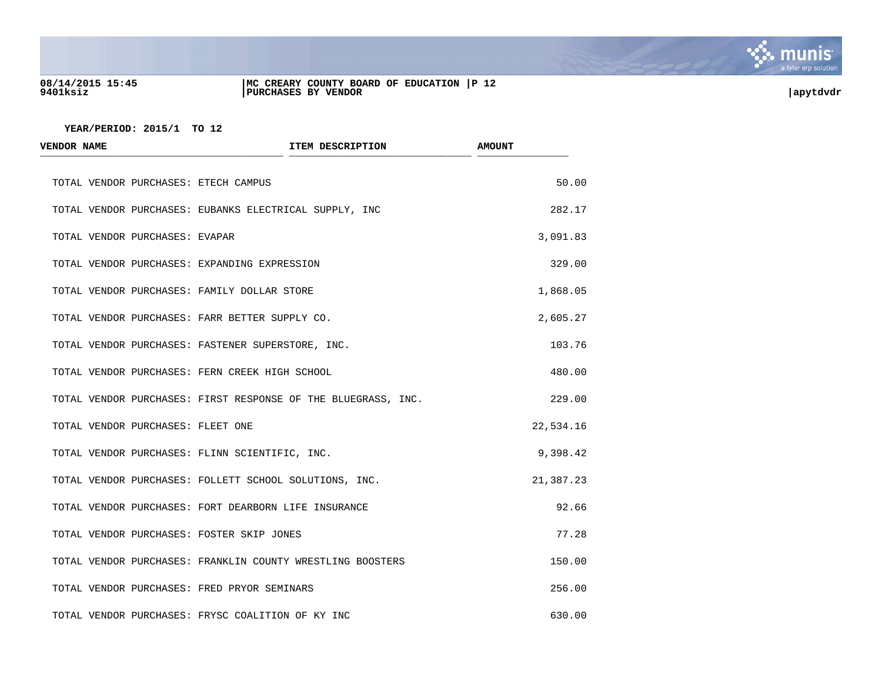YEAR/PERIOD: 2015/1 TO 12

| VENDOR NAME | ITEM DESCRIPTION | AMOUNT |
|---|---|---|
| TOTAL VENDOR PURCHASES: ETECH CAMPUS | | 50.00 |
| TOTAL VENDOR PURCHASES: EUBANKS ELECTRICAL SUPPLY, INC | | 282.17 |
| TOTAL VENDOR PURCHASES: EVAPAR | | 3,091.83 |
| TOTAL VENDOR PURCHASES: EXPANDING EXPRESSION | | 329.00 |
| TOTAL VENDOR PURCHASES: FAMILY DOLLAR STORE | | 1,868.05 |
| TOTAL VENDOR PURCHASES: FARR BETTER SUPPLY CO. | | 2,605.27 |
| TOTAL VENDOR PURCHASES: FASTENER SUPERSTORE, INC. | | 103.76 |
| TOTAL VENDOR PURCHASES: FERN CREEK HIGH SCHOOL | | 480.00 |
| TOTAL VENDOR PURCHASES: FIRST RESPONSE OF THE BLUEGRASS, INC. | | 229.00 |
| TOTAL VENDOR PURCHASES: FLEET ONE | | 22,534.16 |
| TOTAL VENDOR PURCHASES: FLINN SCIENTIFIC, INC. | | 9,398.42 |
| TOTAL VENDOR PURCHASES: FOLLETT SCHOOL SOLUTIONS, INC. | | 21,387.23 |
| TOTAL VENDOR PURCHASES: FORT DEARBORN LIFE INSURANCE | | 92.66 |
| TOTAL VENDOR PURCHASES: FOSTER SKIP JONES | | 77.28 |
| TOTAL VENDOR PURCHASES: FRANKLIN COUNTY WRESTLING BOOSTERS | | 150.00 |
| TOTAL VENDOR PURCHASES: FRED PRYOR SEMINARS | | 256.00 |
| TOTAL VENDOR PURCHASES: FRYSC COALITION OF KY INC | | 630.00 |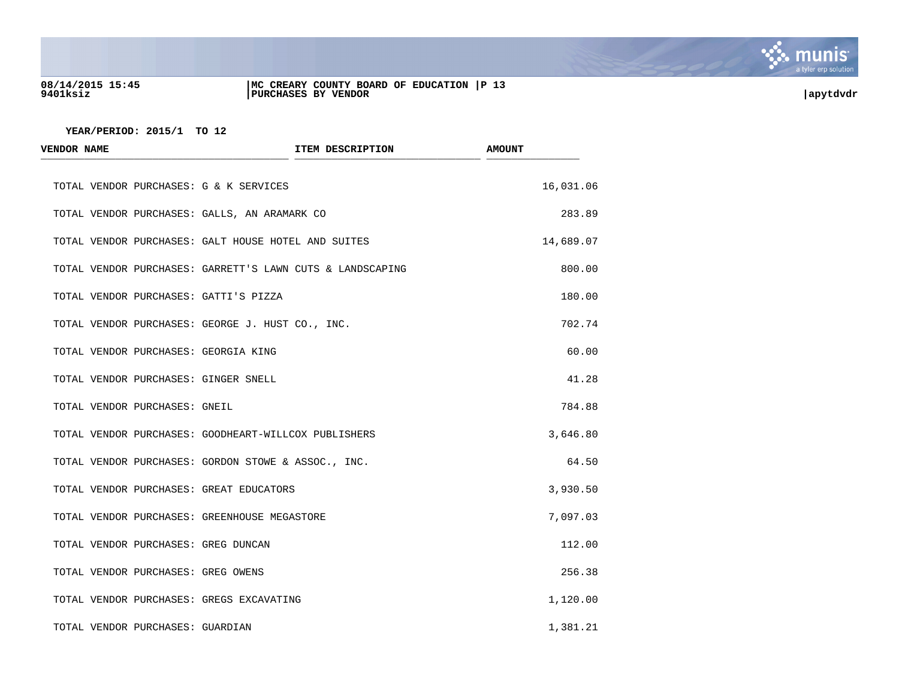YEAR/PERIOD: 2015/1 TO 12

| VENDOR NAME | ITEM DESCRIPTION | AMOUNT |
|---|---|---|
| TOTAL VENDOR PURCHASES: G & K SERVICES | | 16,031.06 |
| TOTAL VENDOR PURCHASES: GALLS, AN ARAMARK CO | | 283.89 |
| TOTAL VENDOR PURCHASES: GALT HOUSE HOTEL AND SUITES | | 14,689.07 |
| TOTAL VENDOR PURCHASES: GARRETT'S LAWN CUTS & LANDSCAPING | | 800.00 |
| TOTAL VENDOR PURCHASES: GATTI'S PIZZA | | 180.00 |
| TOTAL VENDOR PURCHASES: GEORGE J. HUST CO., INC. | | 702.74 |
| TOTAL VENDOR PURCHASES: GEORGIA KING | | 60.00 |
| TOTAL VENDOR PURCHASES: GINGER SNELL | | 41.28 |
| TOTAL VENDOR PURCHASES: GNEIL | | 784.88 |
| TOTAL VENDOR PURCHASES: GOODHEART-WILLCOX PUBLISHERS | | 3,646.80 |
| TOTAL VENDOR PURCHASES: GORDON STOWE & ASSOC., INC. | | 64.50 |
| TOTAL VENDOR PURCHASES: GREAT EDUCATORS | | 3,930.50 |
| TOTAL VENDOR PURCHASES: GREENHOUSE MEGASTORE | | 7,097.03 |
| TOTAL VENDOR PURCHASES: GREG DUNCAN | | 112.00 |
| TOTAL VENDOR PURCHASES: GREG OWENS | | 256.38 |
| TOTAL VENDOR PURCHASES: GREGS EXCAVATING | | 1,120.00 |
| TOTAL VENDOR PURCHASES: GUARDIAN | | 1,381.21 |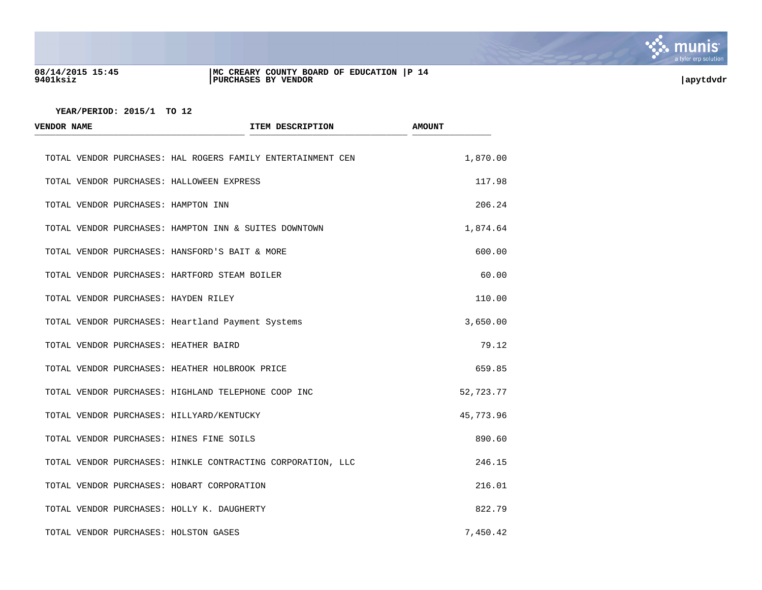YEAR/PERIOD: 2015/1 TO 12

| VENDOR NAME | ITEM DESCRIPTION | AMOUNT |
|---|---|---|
| TOTAL VENDOR PURCHASES: HAL ROGERS FAMILY ENTERTAINMENT CEN | | 1,870.00 |
| TOTAL VENDOR PURCHASES: HALLOWEEN EXPRESS | | 117.98 |
| TOTAL VENDOR PURCHASES: HAMPTON INN | | 206.24 |
| TOTAL VENDOR PURCHASES: HAMPTON INN & SUITES DOWNTOWN | | 1,874.64 |
| TOTAL VENDOR PURCHASES: HANSFORD'S BAIT & MORE | | 600.00 |
| TOTAL VENDOR PURCHASES: HARTFORD STEAM BOILER | | 60.00 |
| TOTAL VENDOR PURCHASES: HAYDEN RILEY | | 110.00 |
| TOTAL VENDOR PURCHASES: Heartland Payment Systems | | 3,650.00 |
| TOTAL VENDOR PURCHASES: HEATHER BAIRD | | 79.12 |
| TOTAL VENDOR PURCHASES: HEATHER HOLBROOK PRICE | | 659.85 |
| TOTAL VENDOR PURCHASES: HIGHLAND TELEPHONE COOP INC | | 52,723.77 |
| TOTAL VENDOR PURCHASES: HILLYARD/KENTUCKY | | 45,773.96 |
| TOTAL VENDOR PURCHASES: HINES FINE SOILS | | 890.60 |
| TOTAL VENDOR PURCHASES: HINKLE CONTRACTING CORPORATION, LLC | | 246.15 |
| TOTAL VENDOR PURCHASES: HOBART CORPORATION | | 216.01 |
| TOTAL VENDOR PURCHASES: HOLLY K. DAUGHERTY | | 822.79 |
| TOTAL VENDOR PURCHASES: HOLSTON GASES | | 7,450.42 |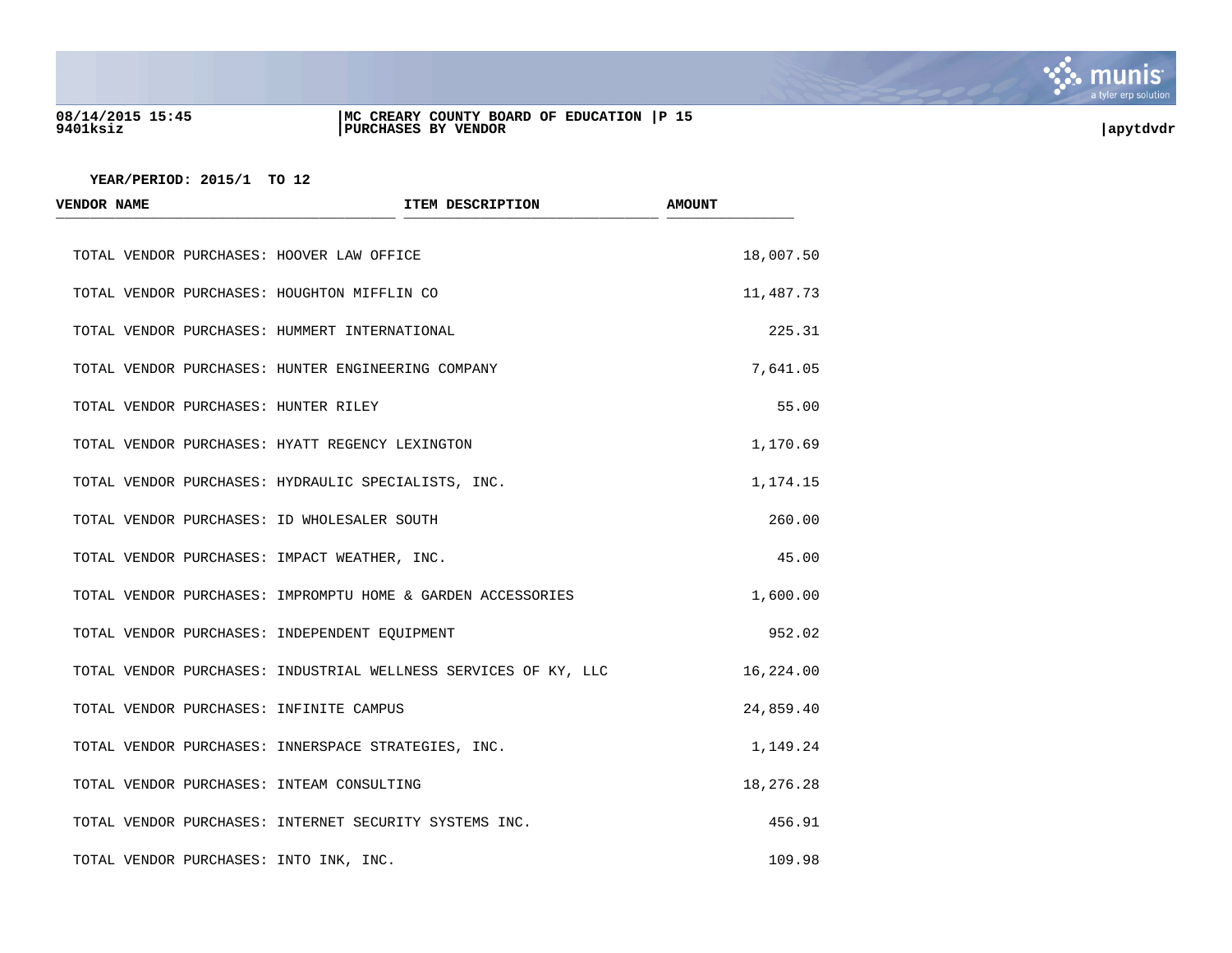YEAR/PERIOD: 2015/1 TO 12

| VENDOR NAME | ITEM DESCRIPTION | AMOUNT |
|---|---|---|
| TOTAL VENDOR PURCHASES: HOOVER LAW OFFICE | | 18,007.50 |
| TOTAL VENDOR PURCHASES: HOUGHTON MIFFLIN CO | | 11,487.73 |
| TOTAL VENDOR PURCHASES: HUMMERT INTERNATIONAL | | 225.31 |
| TOTAL VENDOR PURCHASES: HUNTER ENGINEERING COMPANY | | 7,641.05 |
| TOTAL VENDOR PURCHASES: HUNTER RILEY | | 55.00 |
| TOTAL VENDOR PURCHASES: HYATT REGENCY LEXINGTON | | 1,170.69 |
| TOTAL VENDOR PURCHASES: HYDRAULIC SPECIALISTS, INC. | | 1,174.15 |
| TOTAL VENDOR PURCHASES: ID WHOLESALER SOUTH | | 260.00 |
| TOTAL VENDOR PURCHASES: IMPACT WEATHER, INC. | | 45.00 |
| TOTAL VENDOR PURCHASES: IMPROMPTU HOME & GARDEN ACCESSORIES | | 1,600.00 |
| TOTAL VENDOR PURCHASES: INDEPENDENT EQUIPMENT | | 952.02 |
| TOTAL VENDOR PURCHASES: INDUSTRIAL WELLNESS SERVICES OF KY, LLC | | 16,224.00 |
| TOTAL VENDOR PURCHASES: INFINITE CAMPUS | | 24,859.40 |
| TOTAL VENDOR PURCHASES: INNERSPACE STRATEGIES, INC. | | 1,149.24 |
| TOTAL VENDOR PURCHASES: INTEAM CONSULTING | | 18,276.28 |
| TOTAL VENDOR PURCHASES: INTERNET SECURITY SYSTEMS INC. | | 456.91 |
| TOTAL VENDOR PURCHASES: INTO INK, INC. | | 109.98 |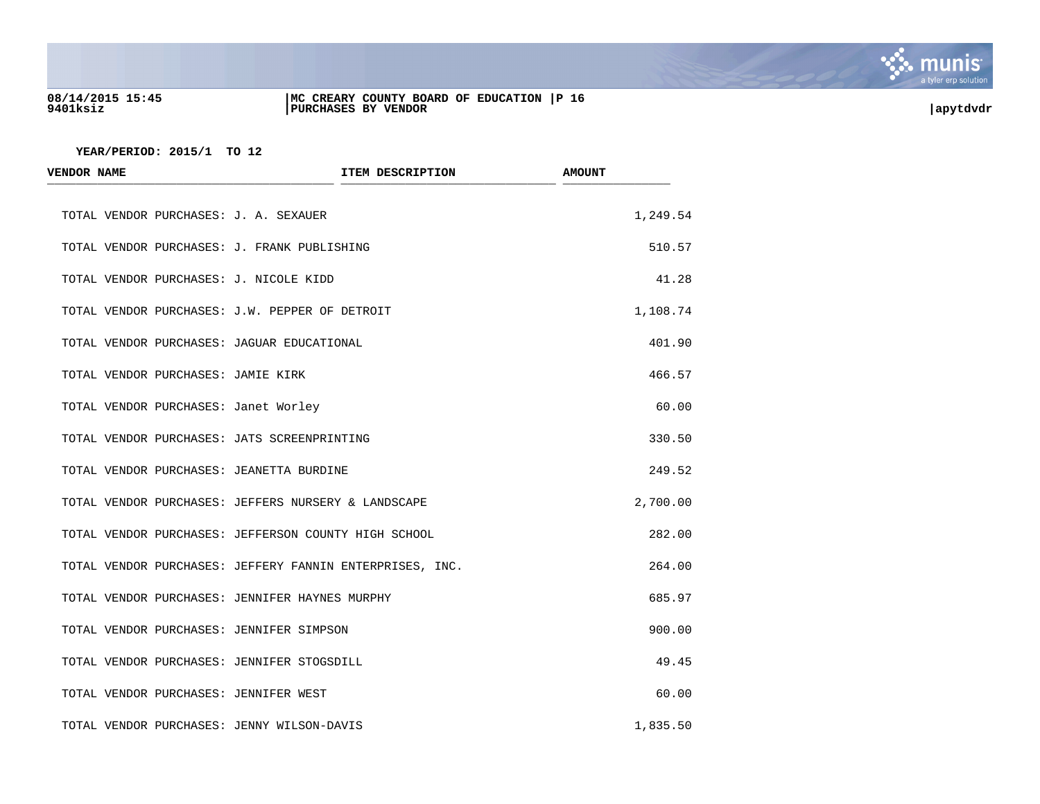YEAR/PERIOD: 2015/1 TO 12

| VENDOR NAME | ITEM DESCRIPTION | AMOUNT |
|---|---|---|
| TOTAL VENDOR PURCHASES: J. A. SEXAUER | | 1,249.54 |
| TOTAL VENDOR PURCHASES: J. FRANK PUBLISHING | | 510.57 |
| TOTAL VENDOR PURCHASES: J. NICOLE KIDD | | 41.28 |
| TOTAL VENDOR PURCHASES: J.W. PEPPER OF DETROIT | | 1,108.74 |
| TOTAL VENDOR PURCHASES: JAGUAR EDUCATIONAL | | 401.90 |
| TOTAL VENDOR PURCHASES: JAMIE KIRK | | 466.57 |
| TOTAL VENDOR PURCHASES: Janet Worley | | 60.00 |
| TOTAL VENDOR PURCHASES: JATS SCREENPRINTING | | 330.50 |
| TOTAL VENDOR PURCHASES: JEANETTA BURDINE | | 249.52 |
| TOTAL VENDOR PURCHASES: JEFFERS NURSERY & LANDSCAPE | | 2,700.00 |
| TOTAL VENDOR PURCHASES: JEFFERSON COUNTY HIGH SCHOOL | | 282.00 |
| TOTAL VENDOR PURCHASES: JEFFERY FANNIN ENTERPRISES, INC. | | 264.00 |
| TOTAL VENDOR PURCHASES: JENNIFER HAYNES MURPHY | | 685.97 |
| TOTAL VENDOR PURCHASES: JENNIFER SIMPSON | | 900.00 |
| TOTAL VENDOR PURCHASES: JENNIFER STOGSDILL | | 49.45 |
| TOTAL VENDOR PURCHASES: JENNIFER WEST | | 60.00 |
| TOTAL VENDOR PURCHASES: JENNY WILSON-DAVIS | | 1,835.50 |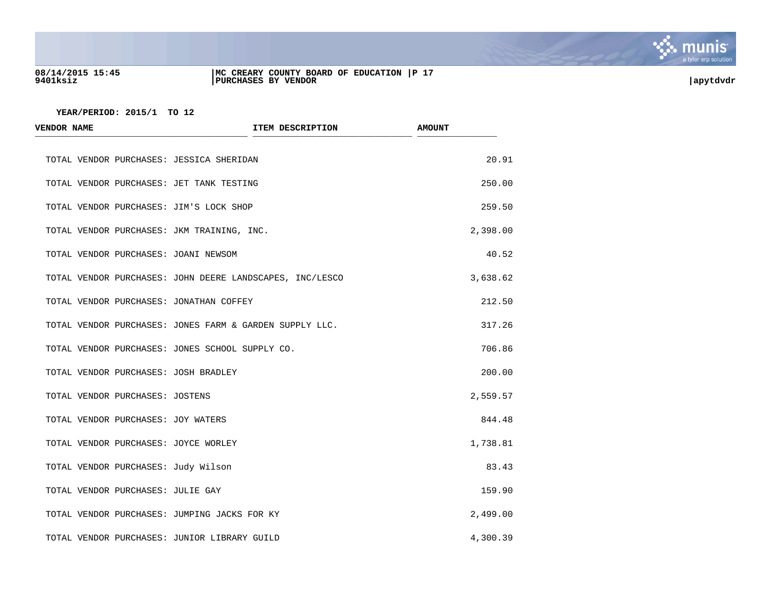YEAR/PERIOD: 2015/1 TO 12

| VENDOR NAME | ITEM DESCRIPTION | AMOUNT |
|---|---|---|
| TOTAL VENDOR PURCHASES: JESSICA SHERIDAN | | 20.91 |
| TOTAL VENDOR PURCHASES: JET TANK TESTING | | 250.00 |
| TOTAL VENDOR PURCHASES: JIM'S LOCK SHOP | | 259.50 |
| TOTAL VENDOR PURCHASES: JKM TRAINING, INC. | | 2,398.00 |
| TOTAL VENDOR PURCHASES: JOANI NEWSOM | | 40.52 |
| TOTAL VENDOR PURCHASES: JOHN DEERE LANDSCAPES, INC/LESCO | | 3,638.62 |
| TOTAL VENDOR PURCHASES: JONATHAN COFFEY | | 212.50 |
| TOTAL VENDOR PURCHASES: JONES FARM & GARDEN SUPPLY LLC. | | 317.26 |
| TOTAL VENDOR PURCHASES: JONES SCHOOL SUPPLY CO. | | 706.86 |
| TOTAL VENDOR PURCHASES: JOSH BRADLEY | | 200.00 |
| TOTAL VENDOR PURCHASES: JOSTENS | | 2,559.57 |
| TOTAL VENDOR PURCHASES: JOY WATERS | | 844.48 |
| TOTAL VENDOR PURCHASES: JOYCE WORLEY | | 1,738.81 |
| TOTAL VENDOR PURCHASES: Judy Wilson | | 83.43 |
| TOTAL VENDOR PURCHASES: JULIE GAY | | 159.90 |
| TOTAL VENDOR PURCHASES: JUMPING JACKS FOR KY | | 2,499.00 |
| TOTAL VENDOR PURCHASES: JUNIOR LIBRARY GUILD | | 4,300.39 |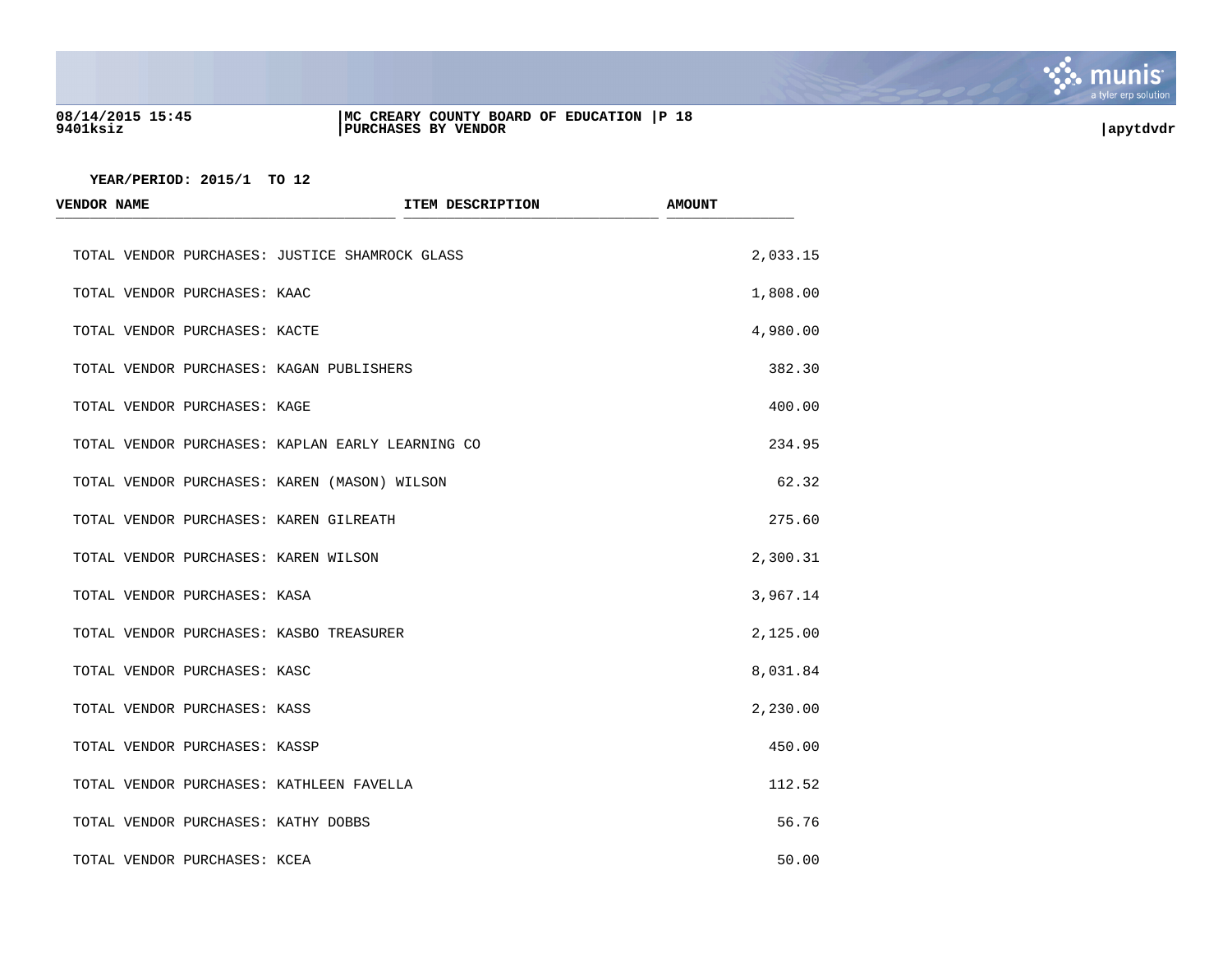YEAR/PERIOD: 2015/1 TO 12

| VENDOR NAME | ITEM DESCRIPTION | AMOUNT |
|---|---|---|
| TOTAL VENDOR PURCHASES: JUSTICE SHAMROCK GLASS | | 2,033.15 |
| TOTAL VENDOR PURCHASES: KAAC | | 1,808.00 |
| TOTAL VENDOR PURCHASES: KACTE | | 4,980.00 |
| TOTAL VENDOR PURCHASES: KAGAN PUBLISHERS | | 382.30 |
| TOTAL VENDOR PURCHASES: KAGE | | 400.00 |
| TOTAL VENDOR PURCHASES: KAPLAN EARLY LEARNING CO | | 234.95 |
| TOTAL VENDOR PURCHASES: KAREN (MASON) WILSON | | 62.32 |
| TOTAL VENDOR PURCHASES: KAREN GILREATH | | 275.60 |
| TOTAL VENDOR PURCHASES: KAREN WILSON | | 2,300.31 |
| TOTAL VENDOR PURCHASES: KASA | | 3,967.14 |
| TOTAL VENDOR PURCHASES: KASBO TREASURER | | 2,125.00 |
| TOTAL VENDOR PURCHASES: KASC | | 8,031.84 |
| TOTAL VENDOR PURCHASES: KASS | | 2,230.00 |
| TOTAL VENDOR PURCHASES: KASSP | | 450.00 |
| TOTAL VENDOR PURCHASES: KATHLEEN FAVELLA | | 112.52 |
| TOTAL VENDOR PURCHASES: KATHY DOBBS | | 56.76 |
| TOTAL VENDOR PURCHASES: KCEA | | 50.00 |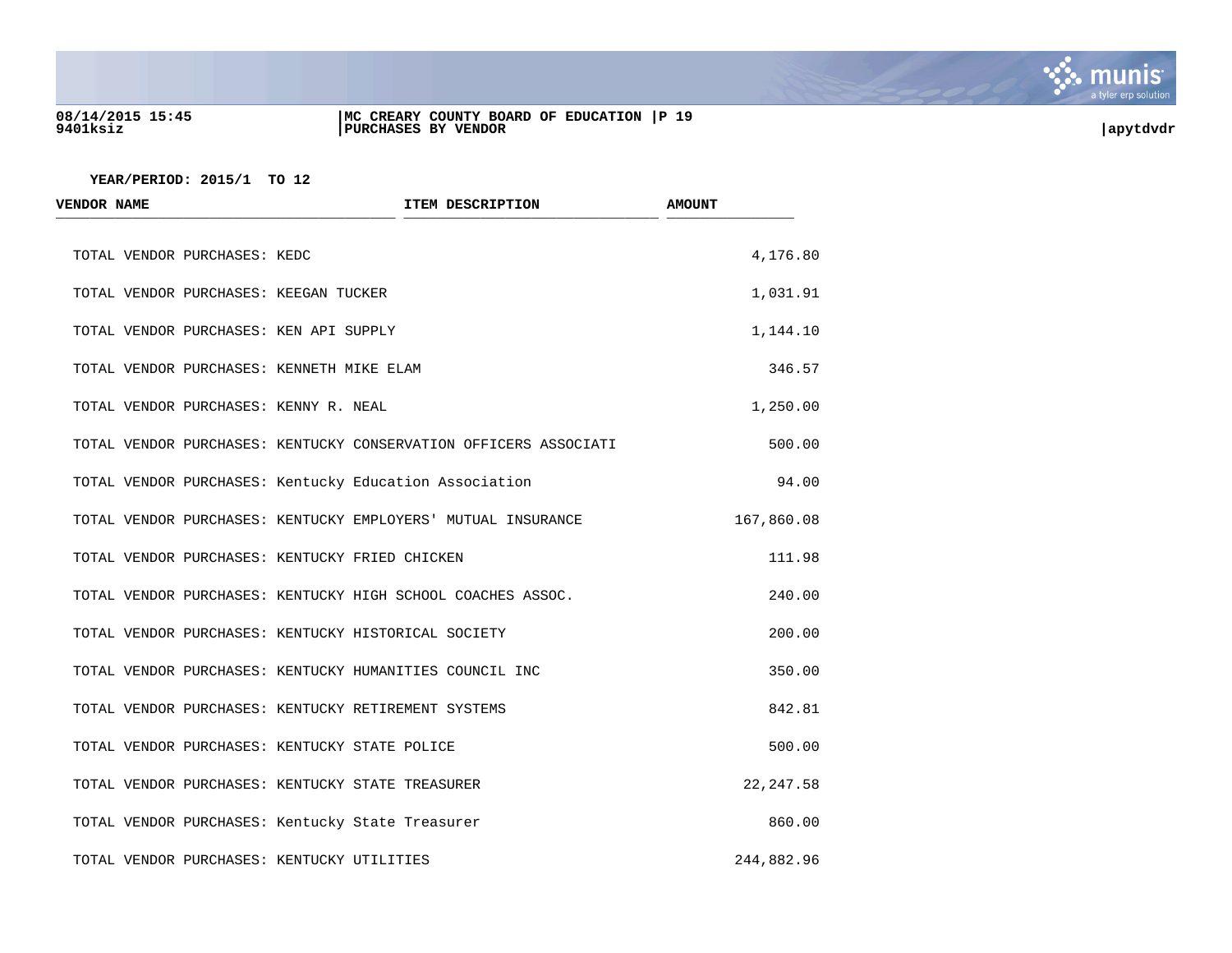YEAR/PERIOD: 2015/1 TO 12

| VENDOR NAME | ITEM DESCRIPTION | AMOUNT |
|---|---|---|
| TOTAL VENDOR PURCHASES: KEDC | | 4,176.80 |
| TOTAL VENDOR PURCHASES: KEEGAN TUCKER | | 1,031.91 |
| TOTAL VENDOR PURCHASES: KEN API SUPPLY | | 1,144.10 |
| TOTAL VENDOR PURCHASES: KENNETH MIKE ELAM | | 346.57 |
| TOTAL VENDOR PURCHASES: KENNY R. NEAL | | 1,250.00 |
| TOTAL VENDOR PURCHASES: KENTUCKY CONSERVATION OFFICERS ASSOCIATI | | 500.00 |
| TOTAL VENDOR PURCHASES: Kentucky Education Association | | 94.00 |
| TOTAL VENDOR PURCHASES: KENTUCKY EMPLOYERS' MUTUAL INSURANCE | | 167,860.08 |
| TOTAL VENDOR PURCHASES: KENTUCKY FRIED CHICKEN | | 111.98 |
| TOTAL VENDOR PURCHASES: KENTUCKY HIGH SCHOOL COACHES ASSOC. | | 240.00 |
| TOTAL VENDOR PURCHASES: KENTUCKY HISTORICAL SOCIETY | | 200.00 |
| TOTAL VENDOR PURCHASES: KENTUCKY HUMANITIES COUNCIL INC | | 350.00 |
| TOTAL VENDOR PURCHASES: KENTUCKY RETIREMENT SYSTEMS | | 842.81 |
| TOTAL VENDOR PURCHASES: KENTUCKY STATE POLICE | | 500.00 |
| TOTAL VENDOR PURCHASES: KENTUCKY STATE TREASURER | | 22,247.58 |
| TOTAL VENDOR PURCHASES: Kentucky State Treasurer | | 860.00 |
| TOTAL VENDOR PURCHASES: KENTUCKY UTILITIES | | 244,882.96 |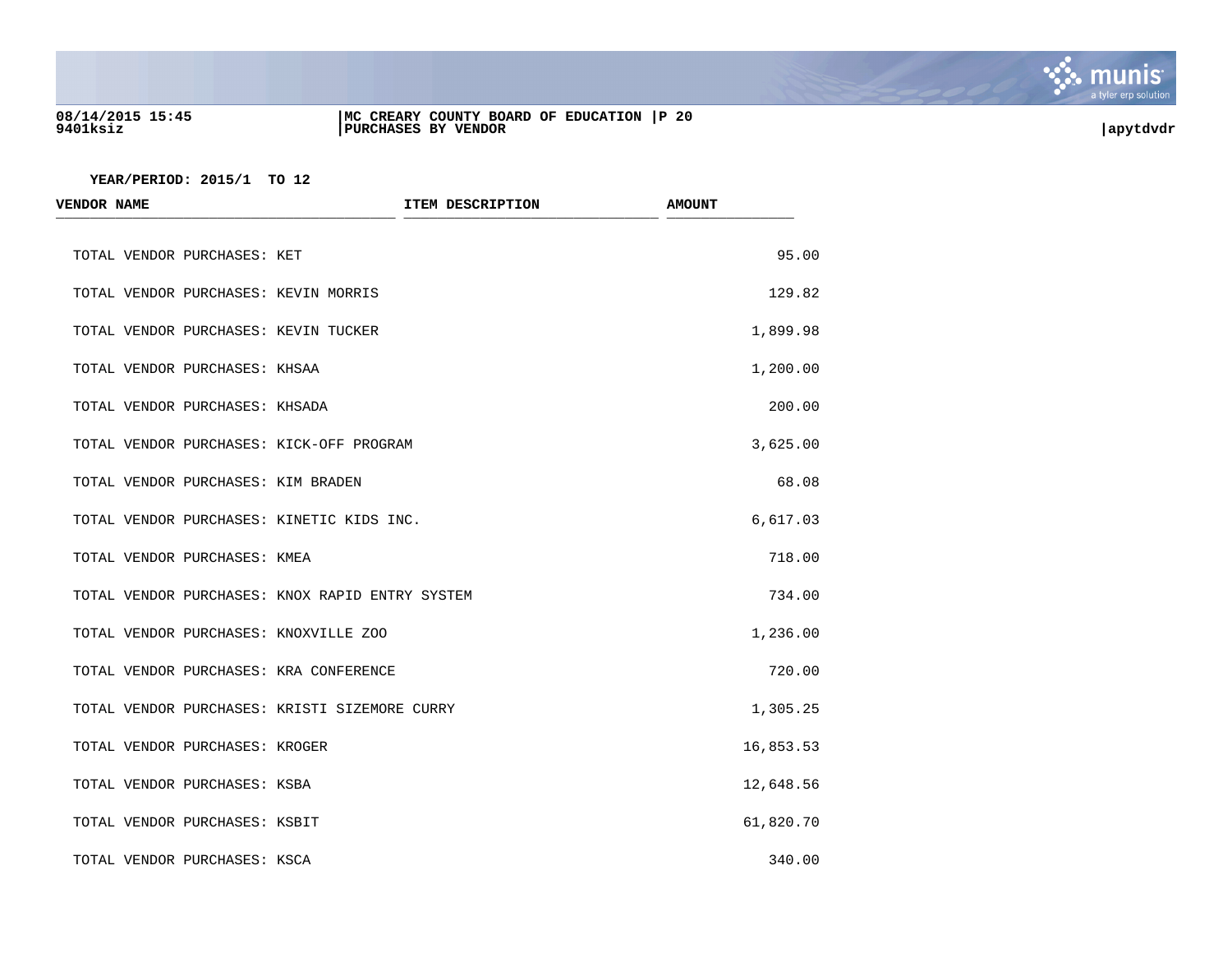YEAR/PERIOD: 2015/1 TO 12

| VENDOR NAME | ITEM DESCRIPTION | AMOUNT |
|---|---|---|
| TOTAL VENDOR PURCHASES: KET | | 95.00 |
| TOTAL VENDOR PURCHASES: KEVIN MORRIS | | 129.82 |
| TOTAL VENDOR PURCHASES: KEVIN TUCKER | | 1,899.98 |
| TOTAL VENDOR PURCHASES: KHSAA | | 1,200.00 |
| TOTAL VENDOR PURCHASES: KHSADA | | 200.00 |
| TOTAL VENDOR PURCHASES: KICK-OFF PROGRAM | | 3,625.00 |
| TOTAL VENDOR PURCHASES: KIM BRADEN | | 68.08 |
| TOTAL VENDOR PURCHASES: KINETIC KIDS INC. | | 6,617.03 |
| TOTAL VENDOR PURCHASES: KMEA | | 718.00 |
| TOTAL VENDOR PURCHASES: KNOX RAPID ENTRY SYSTEM | | 734.00 |
| TOTAL VENDOR PURCHASES: KNOXVILLE ZOO | | 1,236.00 |
| TOTAL VENDOR PURCHASES: KRA CONFERENCE | | 720.00 |
| TOTAL VENDOR PURCHASES: KRISTI SIZEMORE CURRY | | 1,305.25 |
| TOTAL VENDOR PURCHASES: KROGER | | 16,853.53 |
| TOTAL VENDOR PURCHASES: KSBA | | 12,648.56 |
| TOTAL VENDOR PURCHASES: KSBIT | | 61,820.70 |
| TOTAL VENDOR PURCHASES: KSCA | | 340.00 |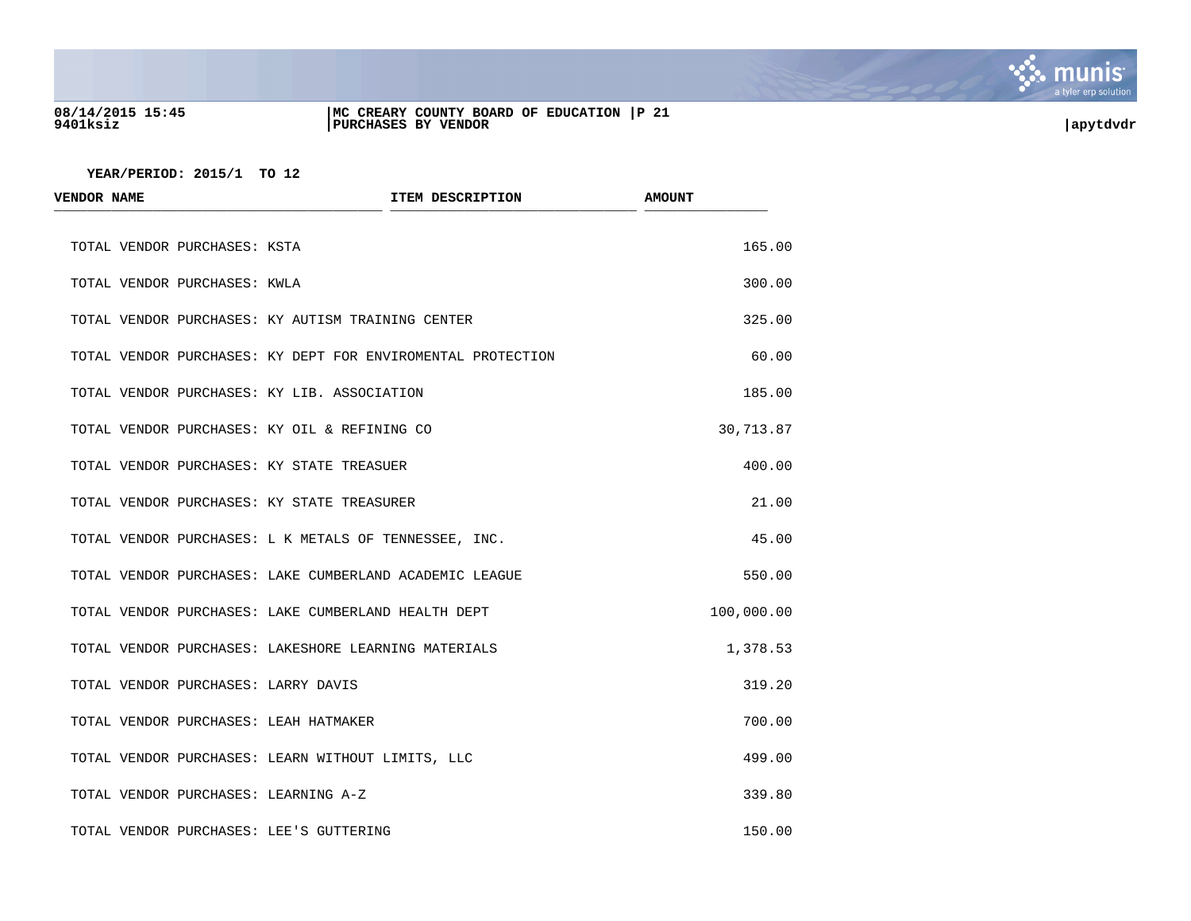YEAR/PERIOD: 2015/1 TO 12

| VENDOR NAME | ITEM DESCRIPTION | AMOUNT |
|---|---|---|
| TOTAL VENDOR PURCHASES: KSTA | | 165.00 |
| TOTAL VENDOR PURCHASES: KWLA | | 300.00 |
| TOTAL VENDOR PURCHASES: KY AUTISM TRAINING CENTER | | 325.00 |
| TOTAL VENDOR PURCHASES: KY DEPT FOR ENVIROMENTAL PROTECTION | | 60.00 |
| TOTAL VENDOR PURCHASES: KY LIB. ASSOCIATION | | 185.00 |
| TOTAL VENDOR PURCHASES: KY OIL & REFINING CO | | 30,713.87 |
| TOTAL VENDOR PURCHASES: KY STATE TREASUER | | 400.00 |
| TOTAL VENDOR PURCHASES: KY STATE TREASURER | | 21.00 |
| TOTAL VENDOR PURCHASES: L K METALS OF TENNESSEE, INC. | | 45.00 |
| TOTAL VENDOR PURCHASES: LAKE CUMBERLAND ACADEMIC LEAGUE | | 550.00 |
| TOTAL VENDOR PURCHASES: LAKE CUMBERLAND HEALTH DEPT | | 100,000.00 |
| TOTAL VENDOR PURCHASES: LAKESHORE LEARNING MATERIALS | | 1,378.53 |
| TOTAL VENDOR PURCHASES: LARRY DAVIS | | 319.20 |
| TOTAL VENDOR PURCHASES: LEAH HATMAKER | | 700.00 |
| TOTAL VENDOR PURCHASES: LEARN WITHOUT LIMITS, LLC | | 499.00 |
| TOTAL VENDOR PURCHASES: LEARNING A-Z | | 339.80 |
| TOTAL VENDOR PURCHASES: LEE'S GUTTERING | | 150.00 |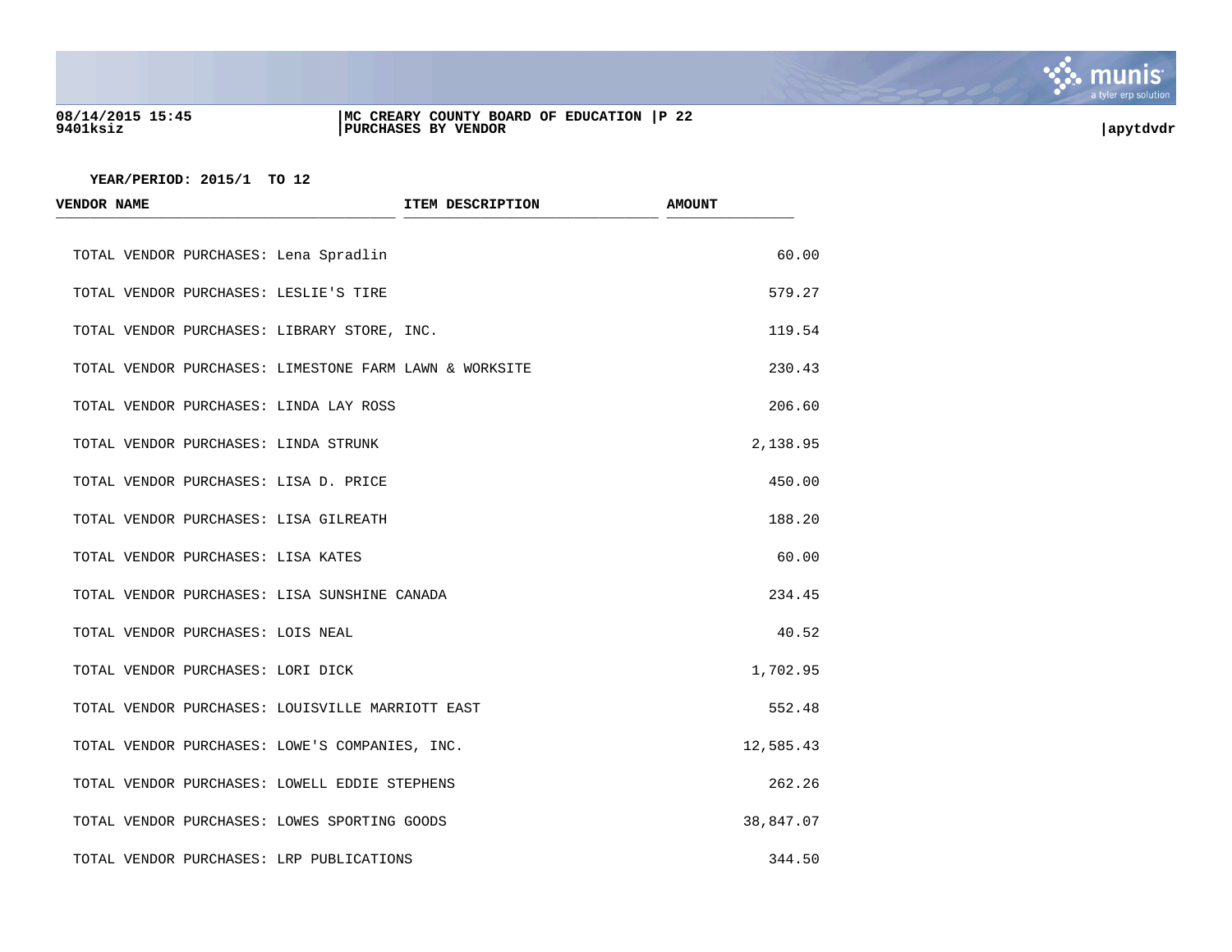YEAR/PERIOD: 2015/1 TO 12

| VENDOR NAME | ITEM DESCRIPTION | AMOUNT |
|---|---|---|
| TOTAL VENDOR PURCHASES: Lena Spradlin | | 60.00 |
| TOTAL VENDOR PURCHASES: LESLIE'S TIRE | | 579.27 |
| TOTAL VENDOR PURCHASES: LIBRARY STORE, INC. | | 119.54 |
| TOTAL VENDOR PURCHASES: LIMESTONE FARM LAWN & WORKSITE | | 230.43 |
| TOTAL VENDOR PURCHASES: LINDA LAY ROSS | | 206.60 |
| TOTAL VENDOR PURCHASES: LINDA STRUNK | | 2,138.95 |
| TOTAL VENDOR PURCHASES: LISA D. PRICE | | 450.00 |
| TOTAL VENDOR PURCHASES: LISA GILREATH | | 188.20 |
| TOTAL VENDOR PURCHASES: LISA KATES | | 60.00 |
| TOTAL VENDOR PURCHASES: LISA SUNSHINE CANADA | | 234.45 |
| TOTAL VENDOR PURCHASES: LOIS NEAL | | 40.52 |
| TOTAL VENDOR PURCHASES: LORI DICK | | 1,702.95 |
| TOTAL VENDOR PURCHASES: LOUISVILLE MARRIOTT EAST | | 552.48 |
| TOTAL VENDOR PURCHASES: LOWE'S COMPANIES, INC. | | 12,585.43 |
| TOTAL VENDOR PURCHASES: LOWELL EDDIE STEPHENS | | 262.26 |
| TOTAL VENDOR PURCHASES: LOWES SPORTING GOODS | | 38,847.07 |
| TOTAL VENDOR PURCHASES: LRP PUBLICATIONS | | 344.50 |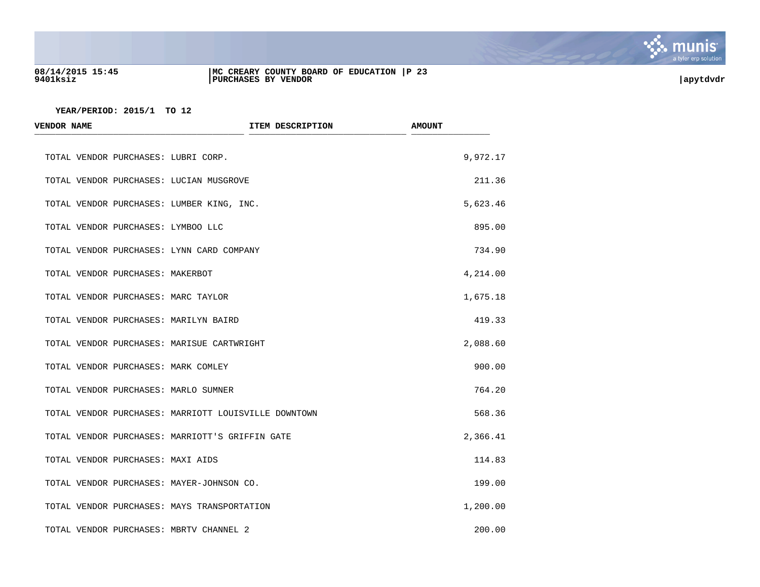YEAR/PERIOD: 2015/1 TO 12

| VENDOR NAME | ITEM DESCRIPTION | AMOUNT |
|---|---|---|
| TOTAL VENDOR PURCHASES: LUBRI CORP. | | 9,972.17 |
| TOTAL VENDOR PURCHASES: LUCIAN MUSGROVE | | 211.36 |
| TOTAL VENDOR PURCHASES: LUMBER KING, INC. | | 5,623.46 |
| TOTAL VENDOR PURCHASES: LYMBOO LLC | | 895.00 |
| TOTAL VENDOR PURCHASES: LYNN CARD COMPANY | | 734.90 |
| TOTAL VENDOR PURCHASES: MAKERBOT | | 4,214.00 |
| TOTAL VENDOR PURCHASES: MARC TAYLOR | | 1,675.18 |
| TOTAL VENDOR PURCHASES: MARILYN BAIRD | | 419.33 |
| TOTAL VENDOR PURCHASES: MARISUE CARTWRIGHT | | 2,088.60 |
| TOTAL VENDOR PURCHASES: MARK COMLEY | | 900.00 |
| TOTAL VENDOR PURCHASES: MARLO SUMNER | | 764.20 |
| TOTAL VENDOR PURCHASES: MARRIOTT LOUISVILLE DOWNTOWN | | 568.36 |
| TOTAL VENDOR PURCHASES: MARRIOTT'S GRIFFIN GATE | | 2,366.41 |
| TOTAL VENDOR PURCHASES: MAXI AIDS | | 114.83 |
| TOTAL VENDOR PURCHASES: MAYER-JOHNSON CO. | | 199.00 |
| TOTAL VENDOR PURCHASES: MAYS TRANSPORTATION | | 1,200.00 |
| TOTAL VENDOR PURCHASES: MBRTV CHANNEL 2 | | 200.00 |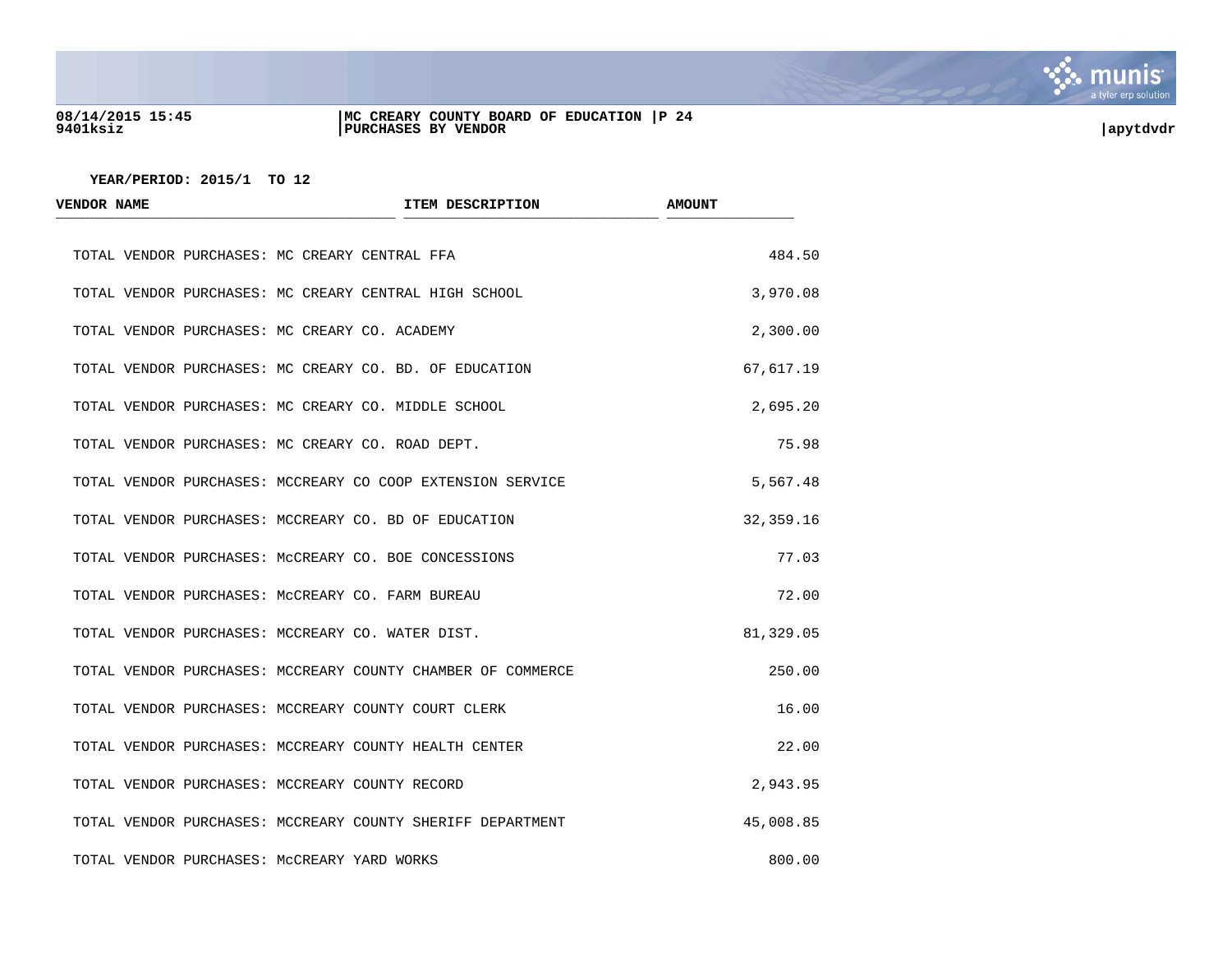YEAR/PERIOD: 2015/1 TO 12

| VENDOR NAME | ITEM DESCRIPTION | AMOUNT |
|---|---|---|
| TOTAL VENDOR PURCHASES: MC CREARY CENTRAL FFA | | 484.50 |
| TOTAL VENDOR PURCHASES: MC CREARY CENTRAL HIGH SCHOOL | | 3,970.08 |
| TOTAL VENDOR PURCHASES: MC CREARY CO. ACADEMY | | 2,300.00 |
| TOTAL VENDOR PURCHASES: MC CREARY CO. BD. OF EDUCATION | | 67,617.19 |
| TOTAL VENDOR PURCHASES: MC CREARY CO. MIDDLE SCHOOL | | 2,695.20 |
| TOTAL VENDOR PURCHASES: MC CREARY CO. ROAD DEPT. | | 75.98 |
| TOTAL VENDOR PURCHASES: MCCREARY CO COOP EXTENSION SERVICE | | 5,567.48 |
| TOTAL VENDOR PURCHASES: MCCREARY CO. BD OF EDUCATION | | 32,359.16 |
| TOTAL VENDOR PURCHASES: McCREARY CO. BOE CONCESSIONS | | 77.03 |
| TOTAL VENDOR PURCHASES: McCREARY CO. FARM BUREAU | | 72.00 |
| TOTAL VENDOR PURCHASES: MCCREARY CO. WATER DIST. | | 81,329.05 |
| TOTAL VENDOR PURCHASES: MCCREARY COUNTY CHAMBER OF COMMERCE | | 250.00 |
| TOTAL VENDOR PURCHASES: MCCREARY COUNTY COURT CLERK | | 16.00 |
| TOTAL VENDOR PURCHASES: MCCREARY COUNTY HEALTH CENTER | | 22.00 |
| TOTAL VENDOR PURCHASES: MCCREARY COUNTY RECORD | | 2,943.95 |
| TOTAL VENDOR PURCHASES: MCCREARY COUNTY SHERIFF DEPARTMENT | | 45,008.85 |
| TOTAL VENDOR PURCHASES: McCREARY YARD WORKS | | 800.00 |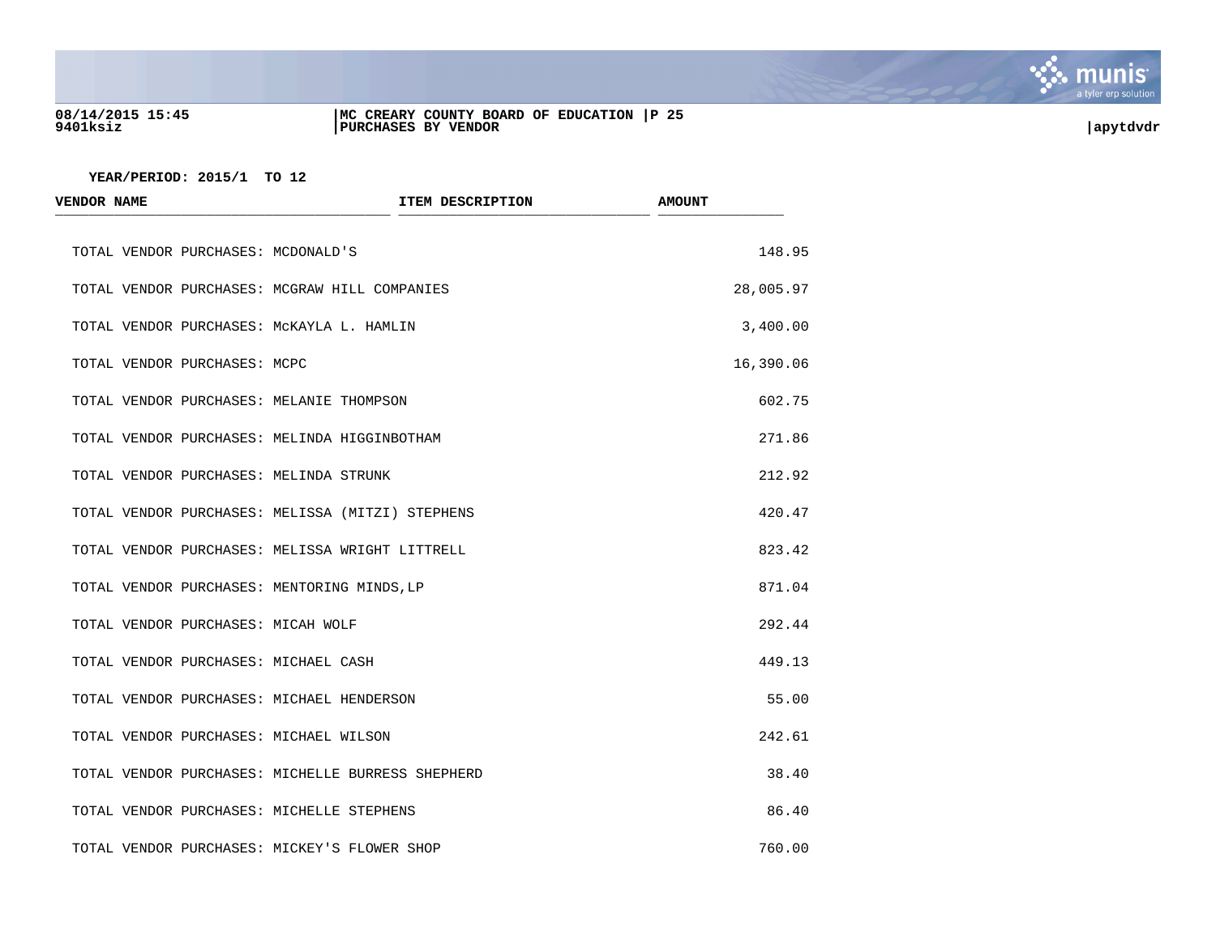YEAR/PERIOD: 2015/1 TO 12

| VENDOR NAME | ITEM DESCRIPTION | AMOUNT |
|---|---|---|
| TOTAL VENDOR PURCHASES: MCDONALD'S | | 148.95 |
| TOTAL VENDOR PURCHASES: MCGRAW HILL COMPANIES | | 28,005.97 |
| TOTAL VENDOR PURCHASES: McKAYLA L. HAMLIN | | 3,400.00 |
| TOTAL VENDOR PURCHASES: MCPC | | 16,390.06 |
| TOTAL VENDOR PURCHASES: MELANIE THOMPSON | | 602.75 |
| TOTAL VENDOR PURCHASES: MELINDA HIGGINBOTHAM | | 271.86 |
| TOTAL VENDOR PURCHASES: MELINDA STRUNK | | 212.92 |
| TOTAL VENDOR PURCHASES: MELISSA (MITZI) STEPHENS | | 420.47 |
| TOTAL VENDOR PURCHASES: MELISSA WRIGHT LITTRELL | | 823.42 |
| TOTAL VENDOR PURCHASES: MENTORING MINDS,LP | | 871.04 |
| TOTAL VENDOR PURCHASES: MICAH WOLF | | 292.44 |
| TOTAL VENDOR PURCHASES: MICHAEL CASH | | 449.13 |
| TOTAL VENDOR PURCHASES: MICHAEL HENDERSON | | 55.00 |
| TOTAL VENDOR PURCHASES: MICHAEL WILSON | | 242.61 |
| TOTAL VENDOR PURCHASES: MICHELLE BURRESS SHEPHERD | | 38.40 |
| TOTAL VENDOR PURCHASES: MICHELLE STEPHENS | | 86.40 |
| TOTAL VENDOR PURCHASES: MICKEY'S FLOWER SHOP | | 760.00 |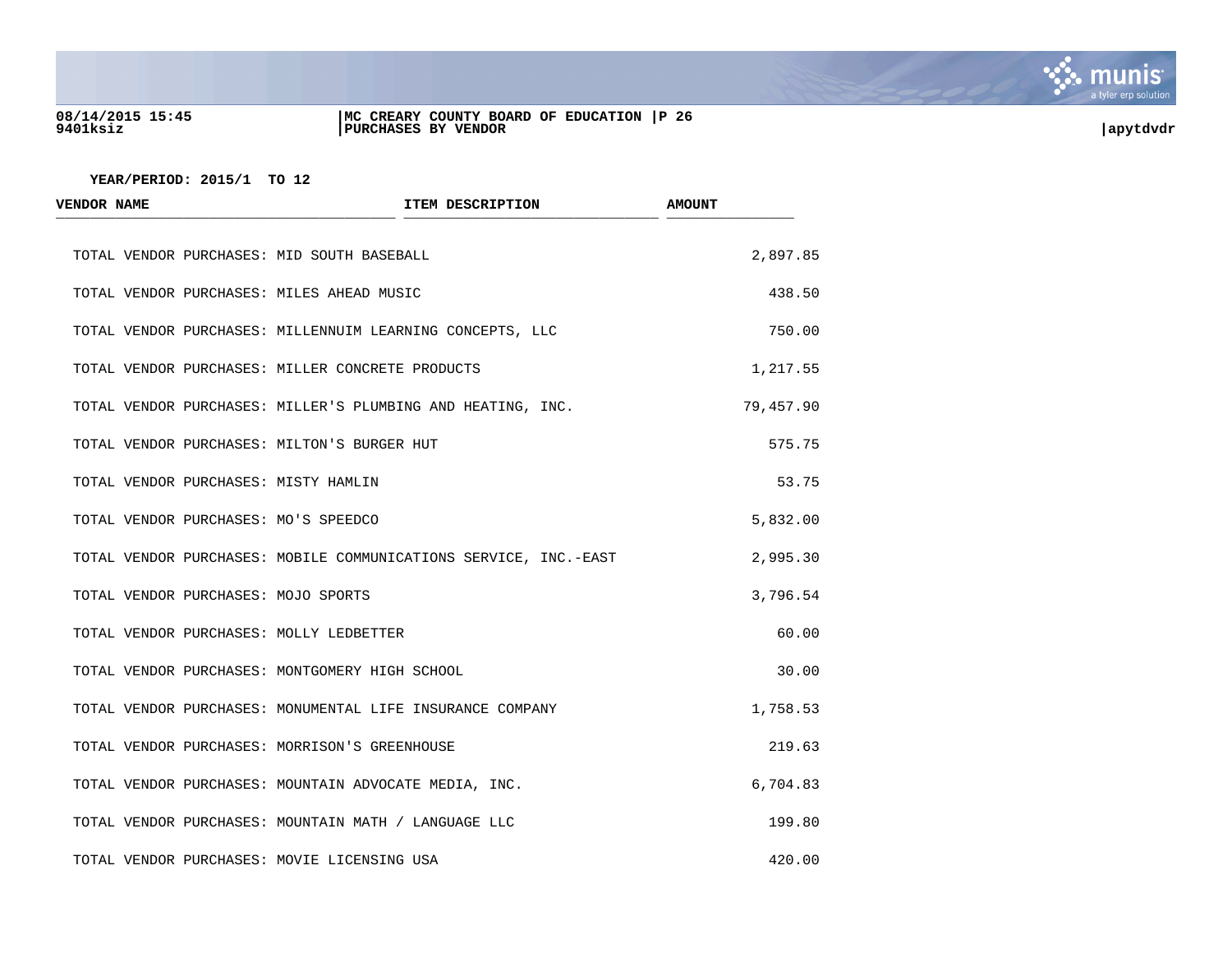YEAR/PERIOD: 2015/1 TO 12

| VENDOR NAME | ITEM DESCRIPTION | AMOUNT |
|---|---|---|
| TOTAL VENDOR PURCHASES: MID SOUTH BASEBALL | | 2,897.85 |
| TOTAL VENDOR PURCHASES: MILES AHEAD MUSIC | | 438.50 |
| TOTAL VENDOR PURCHASES: MILLENNUIM LEARNING CONCEPTS, LLC | | 750.00 |
| TOTAL VENDOR PURCHASES: MILLER CONCRETE PRODUCTS | | 1,217.55 |
| TOTAL VENDOR PURCHASES: MILLER'S PLUMBING AND HEATING, INC. | | 79,457.90 |
| TOTAL VENDOR PURCHASES: MILTON'S BURGER HUT | | 575.75 |
| TOTAL VENDOR PURCHASES: MISTY HAMLIN | | 53.75 |
| TOTAL VENDOR PURCHASES: MO'S SPEEDCO | | 5,832.00 |
| TOTAL VENDOR PURCHASES: MOBILE COMMUNICATIONS SERVICE, INC.-EAST | | 2,995.30 |
| TOTAL VENDOR PURCHASES: MOJO SPORTS | | 3,796.54 |
| TOTAL VENDOR PURCHASES: MOLLY LEDBETTER | | 60.00 |
| TOTAL VENDOR PURCHASES: MONTGOMERY HIGH SCHOOL | | 30.00 |
| TOTAL VENDOR PURCHASES: MONUMENTAL LIFE INSURANCE COMPANY | | 1,758.53 |
| TOTAL VENDOR PURCHASES: MORRISON'S GREENHOUSE | | 219.63 |
| TOTAL VENDOR PURCHASES: MOUNTAIN ADVOCATE MEDIA, INC. | | 6,704.83 |
| TOTAL VENDOR PURCHASES: MOUNTAIN MATH / LANGUAGE LLC | | 199.80 |
| TOTAL VENDOR PURCHASES: MOVIE LICENSING USA | | 420.00 |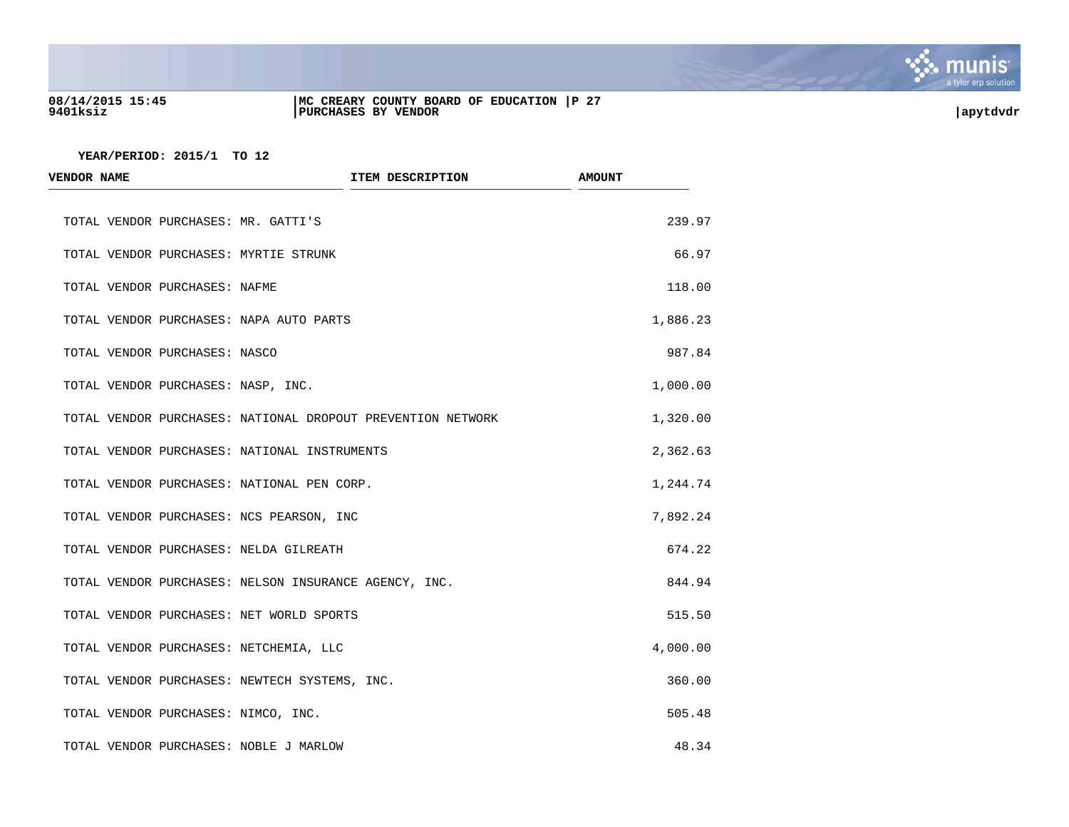YEAR/PERIOD: 2015/1 TO 12

| VENDOR NAME | ITEM DESCRIPTION | AMOUNT |
|---|---|---|
| TOTAL VENDOR PURCHASES: MR. GATTI'S | | 239.97 |
| TOTAL VENDOR PURCHASES: MYRTIE STRUNK | | 66.97 |
| TOTAL VENDOR PURCHASES: NAFME | | 118.00 |
| TOTAL VENDOR PURCHASES: NAPA AUTO PARTS | | 1,886.23 |
| TOTAL VENDOR PURCHASES: NASCO | | 987.84 |
| TOTAL VENDOR PURCHASES: NASP, INC. | | 1,000.00 |
| TOTAL VENDOR PURCHASES: NATIONAL DROPOUT PREVENTION NETWORK | | 1,320.00 |
| TOTAL VENDOR PURCHASES: NATIONAL INSTRUMENTS | | 2,362.63 |
| TOTAL VENDOR PURCHASES: NATIONAL PEN CORP. | | 1,244.74 |
| TOTAL VENDOR PURCHASES: NCS PEARSON, INC | | 7,892.24 |
| TOTAL VENDOR PURCHASES: NELDA GILREATH | | 674.22 |
| TOTAL VENDOR PURCHASES: NELSON INSURANCE AGENCY, INC. | | 844.94 |
| TOTAL VENDOR PURCHASES: NET WORLD SPORTS | | 515.50 |
| TOTAL VENDOR PURCHASES: NETCHEMIA, LLC | | 4,000.00 |
| TOTAL VENDOR PURCHASES: NEWTECH SYSTEMS, INC. | | 360.00 |
| TOTAL VENDOR PURCHASES: NIMCO, INC. | | 505.48 |
| TOTAL VENDOR PURCHASES: NOBLE J MARLOW | | 48.34 |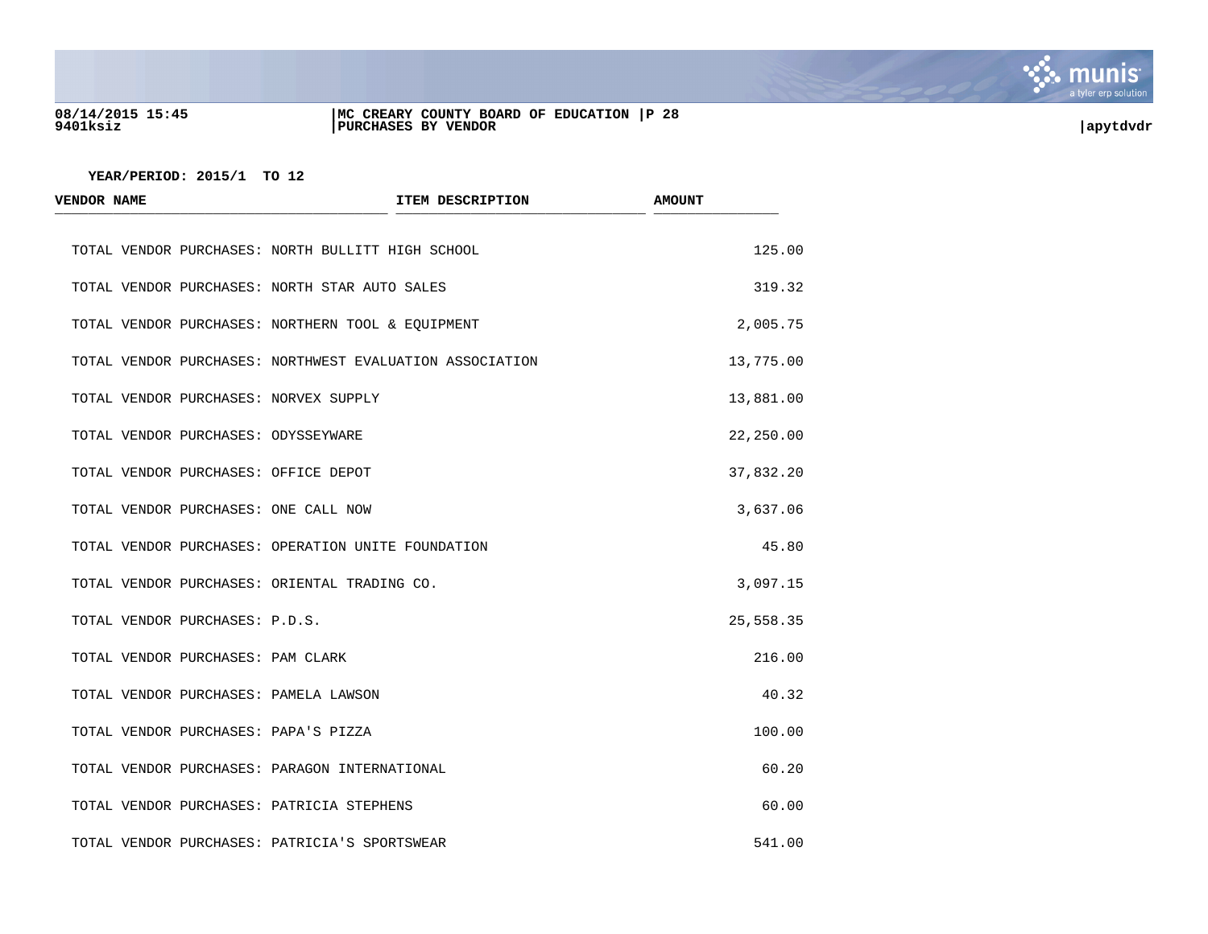YEAR/PERIOD: 2015/1 TO 12

| VENDOR NAME | ITEM DESCRIPTION | AMOUNT |
|---|---|---|
| TOTAL VENDOR PURCHASES: NORTH BULLITT HIGH SCHOOL | | 125.00 |
| TOTAL VENDOR PURCHASES: NORTH STAR AUTO SALES | | 319.32 |
| TOTAL VENDOR PURCHASES: NORTHERN TOOL & EQUIPMENT | | 2,005.75 |
| TOTAL VENDOR PURCHASES: NORTHWEST EVALUATION ASSOCIATION | | 13,775.00 |
| TOTAL VENDOR PURCHASES: NORVEX SUPPLY | | 13,881.00 |
| TOTAL VENDOR PURCHASES: ODYSSEYWARE | | 22,250.00 |
| TOTAL VENDOR PURCHASES: OFFICE DEPOT | | 37,832.20 |
| TOTAL VENDOR PURCHASES: ONE CALL NOW | | 3,637.06 |
| TOTAL VENDOR PURCHASES: OPERATION UNITE FOUNDATION | | 45.80 |
| TOTAL VENDOR PURCHASES: ORIENTAL TRADING CO. | | 3,097.15 |
| TOTAL VENDOR PURCHASES: P.D.S. | | 25,558.35 |
| TOTAL VENDOR PURCHASES: PAM CLARK | | 216.00 |
| TOTAL VENDOR PURCHASES: PAMELA LAWSON | | 40.32 |
| TOTAL VENDOR PURCHASES: PAPA'S PIZZA | | 100.00 |
| TOTAL VENDOR PURCHASES: PARAGON INTERNATIONAL | | 60.20 |
| TOTAL VENDOR PURCHASES: PATRICIA STEPHENS | | 60.00 |
| TOTAL VENDOR PURCHASES: PATRICIA'S SPORTSWEAR | | 541.00 |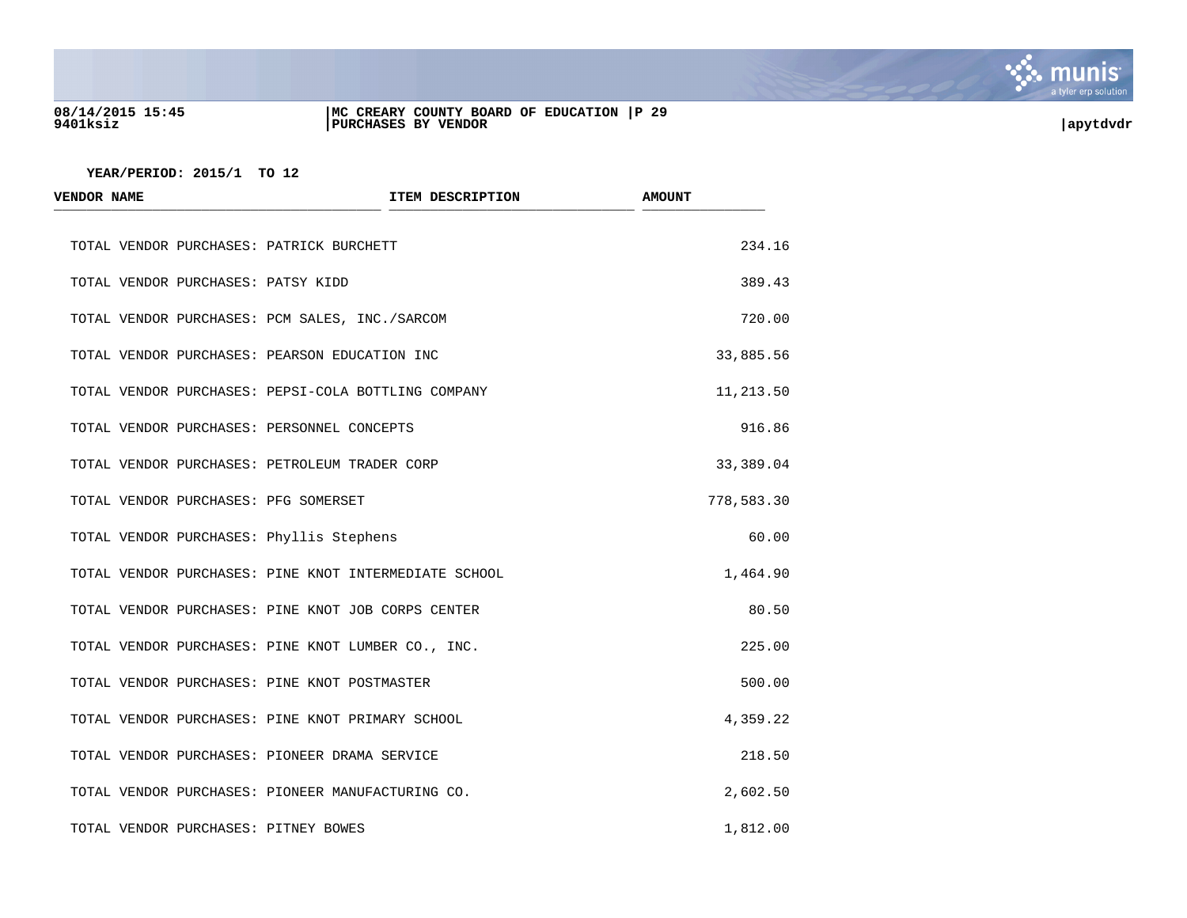YEAR/PERIOD: 2015/1 TO 12

| VENDOR NAME | ITEM DESCRIPTION | AMOUNT |
|---|---|---|
| TOTAL VENDOR PURCHASES: PATRICK BURCHETT | | 234.16 |
| TOTAL VENDOR PURCHASES: PATSY KIDD | | 389.43 |
| TOTAL VENDOR PURCHASES: PCM SALES, INC./SARCOM | | 720.00 |
| TOTAL VENDOR PURCHASES: PEARSON EDUCATION INC | | 33,885.56 |
| TOTAL VENDOR PURCHASES: PEPSI-COLA BOTTLING COMPANY | | 11,213.50 |
| TOTAL VENDOR PURCHASES: PERSONNEL CONCEPTS | | 916.86 |
| TOTAL VENDOR PURCHASES: PETROLEUM TRADER CORP | | 33,389.04 |
| TOTAL VENDOR PURCHASES: PFG SOMERSET | | 778,583.30 |
| TOTAL VENDOR PURCHASES: Phyllis Stephens | | 60.00 |
| TOTAL VENDOR PURCHASES: PINE KNOT INTERMEDIATE SCHOOL | | 1,464.90 |
| TOTAL VENDOR PURCHASES: PINE KNOT JOB CORPS CENTER | | 80.50 |
| TOTAL VENDOR PURCHASES: PINE KNOT LUMBER CO., INC. | | 225.00 |
| TOTAL VENDOR PURCHASES: PINE KNOT POSTMASTER | | 500.00 |
| TOTAL VENDOR PURCHASES: PINE KNOT PRIMARY SCHOOL | | 4,359.22 |
| TOTAL VENDOR PURCHASES: PIONEER DRAMA SERVICE | | 218.50 |
| TOTAL VENDOR PURCHASES: PIONEER MANUFACTURING CO. | | 2,602.50 |
| TOTAL VENDOR PURCHASES: PITNEY BOWES | | 1,812.00 |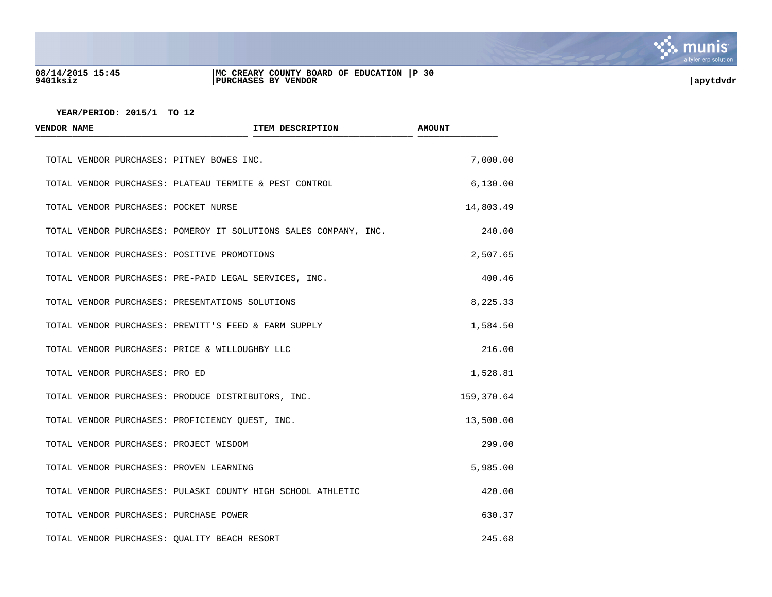YEAR/PERIOD: 2015/1 TO 12

| VENDOR NAME | ITEM DESCRIPTION | AMOUNT |
|---|---|---|
| TOTAL VENDOR PURCHASES: PITNEY BOWES INC. | | 7,000.00 |
| TOTAL VENDOR PURCHASES: PLATEAU TERMITE & PEST CONTROL | | 6,130.00 |
| TOTAL VENDOR PURCHASES: POCKET NURSE | | 14,803.49 |
| TOTAL VENDOR PURCHASES: POMEROY IT SOLUTIONS SALES COMPANY, INC. | | 240.00 |
| TOTAL VENDOR PURCHASES: POSITIVE PROMOTIONS | | 2,507.65 |
| TOTAL VENDOR PURCHASES: PRE-PAID LEGAL SERVICES, INC. | | 400.46 |
| TOTAL VENDOR PURCHASES: PRESENTATIONS SOLUTIONS | | 8,225.33 |
| TOTAL VENDOR PURCHASES: PREWITT'S FEED & FARM SUPPLY | | 1,584.50 |
| TOTAL VENDOR PURCHASES: PRICE & WILLOUGHBY LLC | | 216.00 |
| TOTAL VENDOR PURCHASES: PRO ED | | 1,528.81 |
| TOTAL VENDOR PURCHASES: PRODUCE DISTRIBUTORS, INC. | | 159,370.64 |
| TOTAL VENDOR PURCHASES: PROFICIENCY QUEST, INC. | | 13,500.00 |
| TOTAL VENDOR PURCHASES: PROJECT WISDOM | | 299.00 |
| TOTAL VENDOR PURCHASES: PROVEN LEARNING | | 5,985.00 |
| TOTAL VENDOR PURCHASES: PULASKI COUNTY HIGH SCHOOL ATHLETIC | | 420.00 |
| TOTAL VENDOR PURCHASES: PURCHASE POWER | | 630.37 |
| TOTAL VENDOR PURCHASES: QUALITY BEACH RESORT | | 245.68 |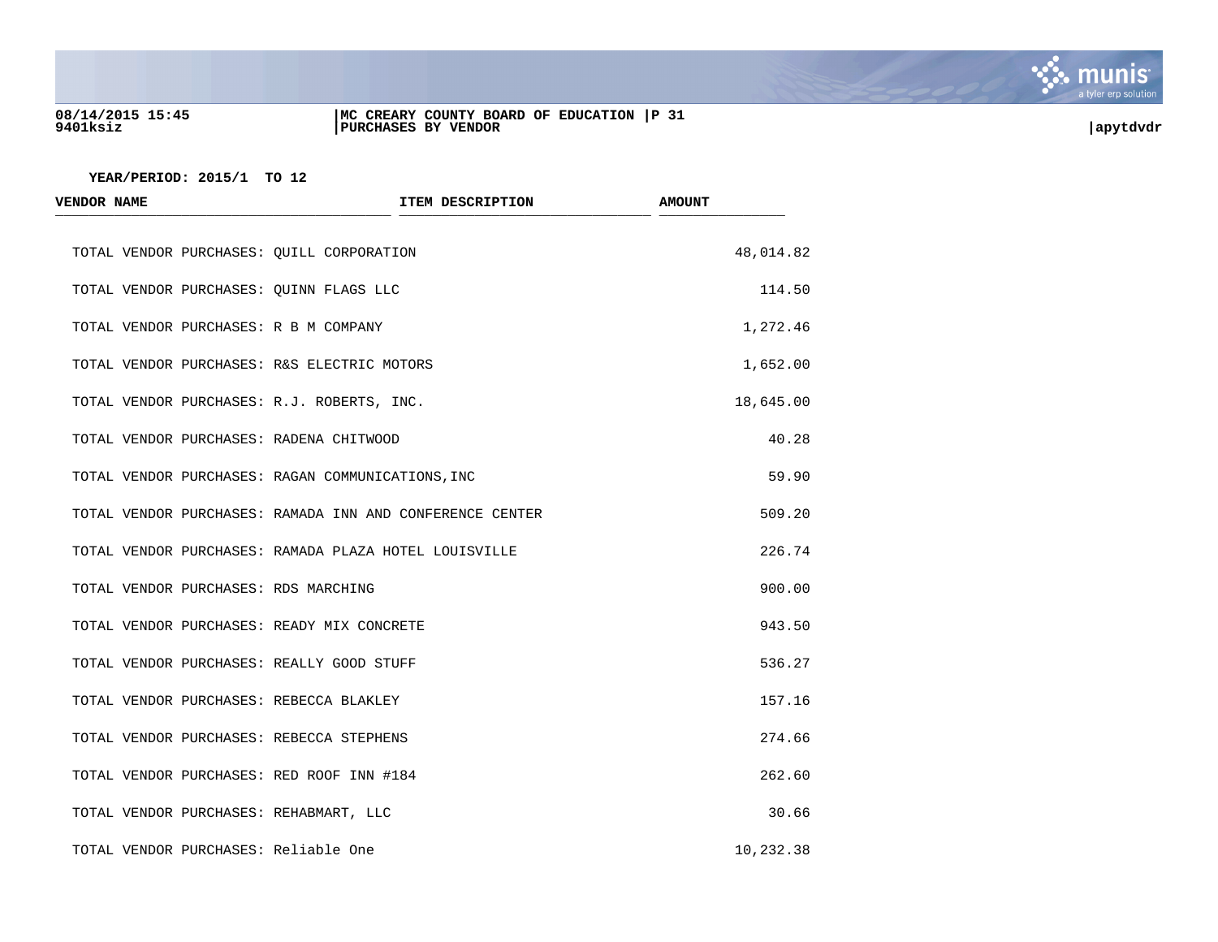YEAR/PERIOD: 2015/1 TO 12

| VENDOR NAME | ITEM DESCRIPTION | AMOUNT |
|---|---|---|
| TOTAL VENDOR PURCHASES: QUILL CORPORATION | | 48,014.82 |
| TOTAL VENDOR PURCHASES: QUINN FLAGS LLC | | 114.50 |
| TOTAL VENDOR PURCHASES: R B M COMPANY | | 1,272.46 |
| TOTAL VENDOR PURCHASES: R&S ELECTRIC MOTORS | | 1,652.00 |
| TOTAL VENDOR PURCHASES: R.J. ROBERTS, INC. | | 18,645.00 |
| TOTAL VENDOR PURCHASES: RADENA CHITWOOD | | 40.28 |
| TOTAL VENDOR PURCHASES: RAGAN COMMUNICATIONS,INC | | 59.90 |
| TOTAL VENDOR PURCHASES: RAMADA INN AND CONFERENCE CENTER | | 509.20 |
| TOTAL VENDOR PURCHASES: RAMADA PLAZA HOTEL LOUISVILLE | | 226.74 |
| TOTAL VENDOR PURCHASES: RDS MARCHING | | 900.00 |
| TOTAL VENDOR PURCHASES: READY MIX CONCRETE | | 943.50 |
| TOTAL VENDOR PURCHASES: REALLY GOOD STUFF | | 536.27 |
| TOTAL VENDOR PURCHASES: REBECCA BLAKLEY | | 157.16 |
| TOTAL VENDOR PURCHASES: REBECCA STEPHENS | | 274.66 |
| TOTAL VENDOR PURCHASES: RED ROOF INN #184 | | 262.60 |
| TOTAL VENDOR PURCHASES: REHABMART, LLC | | 30.66 |
| TOTAL VENDOR PURCHASES: Reliable One | | 10,232.38 |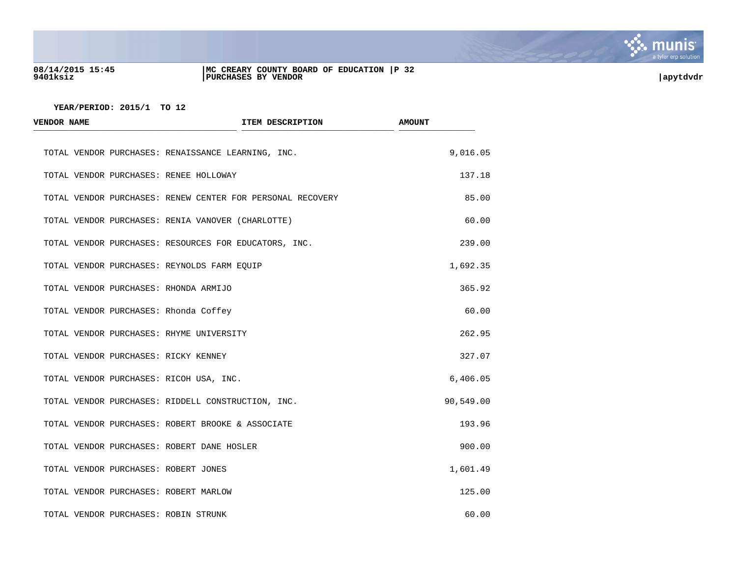YEAR/PERIOD: 2015/1 TO 12

| VENDOR NAME | ITEM DESCRIPTION | AMOUNT |
|---|---|---|
| TOTAL VENDOR PURCHASES: RENAISSANCE LEARNING, INC. | | 9,016.05 |
| TOTAL VENDOR PURCHASES: RENEE HOLLOWAY | | 137.18 |
| TOTAL VENDOR PURCHASES: RENEW CENTER FOR PERSONAL RECOVERY | | 85.00 |
| TOTAL VENDOR PURCHASES: RENIA VANOVER (CHARLOTTE) | | 60.00 |
| TOTAL VENDOR PURCHASES: RESOURCES FOR EDUCATORS, INC. | | 239.00 |
| TOTAL VENDOR PURCHASES: REYNOLDS FARM EQUIP | | 1,692.35 |
| TOTAL VENDOR PURCHASES: RHONDA ARMIJO | | 365.92 |
| TOTAL VENDOR PURCHASES: Rhonda Coffey | | 60.00 |
| TOTAL VENDOR PURCHASES: RHYME UNIVERSITY | | 262.95 |
| TOTAL VENDOR PURCHASES: RICKY KENNEY | | 327.07 |
| TOTAL VENDOR PURCHASES: RICOH USA, INC. | | 6,406.05 |
| TOTAL VENDOR PURCHASES: RIDDELL CONSTRUCTION, INC. | | 90,549.00 |
| TOTAL VENDOR PURCHASES: ROBERT BROOKE & ASSOCIATE | | 193.96 |
| TOTAL VENDOR PURCHASES: ROBERT DANE HOSLER | | 900.00 |
| TOTAL VENDOR PURCHASES: ROBERT JONES | | 1,601.49 |
| TOTAL VENDOR PURCHASES: ROBERT MARLOW | | 125.00 |
| TOTAL VENDOR PURCHASES: ROBIN STRUNK | | 60.00 |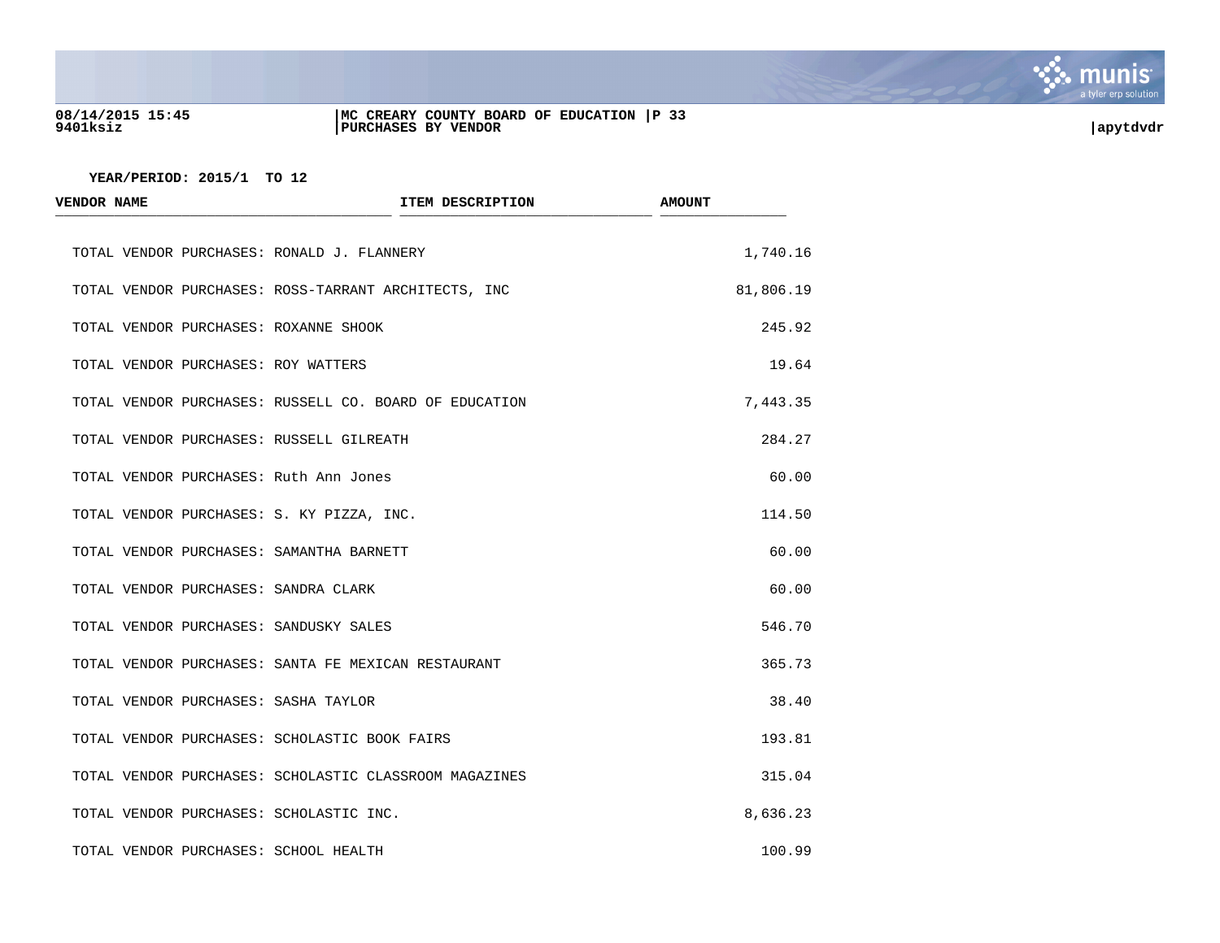YEAR/PERIOD: 2015/1 TO 12

| VENDOR NAME | ITEM DESCRIPTION | AMOUNT |
|---|---|---|
| TOTAL VENDOR PURCHASES: RONALD J. FLANNERY | | 1,740.16 |
| TOTAL VENDOR PURCHASES: ROSS-TARRANT ARCHITECTS, INC | | 81,806.19 |
| TOTAL VENDOR PURCHASES: ROXANNE SHOOK | | 245.92 |
| TOTAL VENDOR PURCHASES: ROY WATTERS | | 19.64 |
| TOTAL VENDOR PURCHASES: RUSSELL CO. BOARD OF EDUCATION | | 7,443.35 |
| TOTAL VENDOR PURCHASES: RUSSELL GILREATH | | 284.27 |
| TOTAL VENDOR PURCHASES: Ruth Ann Jones | | 60.00 |
| TOTAL VENDOR PURCHASES: S. KY PIZZA, INC. | | 114.50 |
| TOTAL VENDOR PURCHASES: SAMANTHA BARNETT | | 60.00 |
| TOTAL VENDOR PURCHASES: SANDRA CLARK | | 60.00 |
| TOTAL VENDOR PURCHASES: SANDUSKY SALES | | 546.70 |
| TOTAL VENDOR PURCHASES: SANTA FE MEXICAN RESTAURANT | | 365.73 |
| TOTAL VENDOR PURCHASES: SASHA TAYLOR | | 38.40 |
| TOTAL VENDOR PURCHASES: SCHOLASTIC BOOK FAIRS | | 193.81 |
| TOTAL VENDOR PURCHASES: SCHOLASTIC CLASSROOM MAGAZINES | | 315.04 |
| TOTAL VENDOR PURCHASES: SCHOLASTIC INC. | | 8,636.23 |
| TOTAL VENDOR PURCHASES: SCHOOL HEALTH | | 100.99 |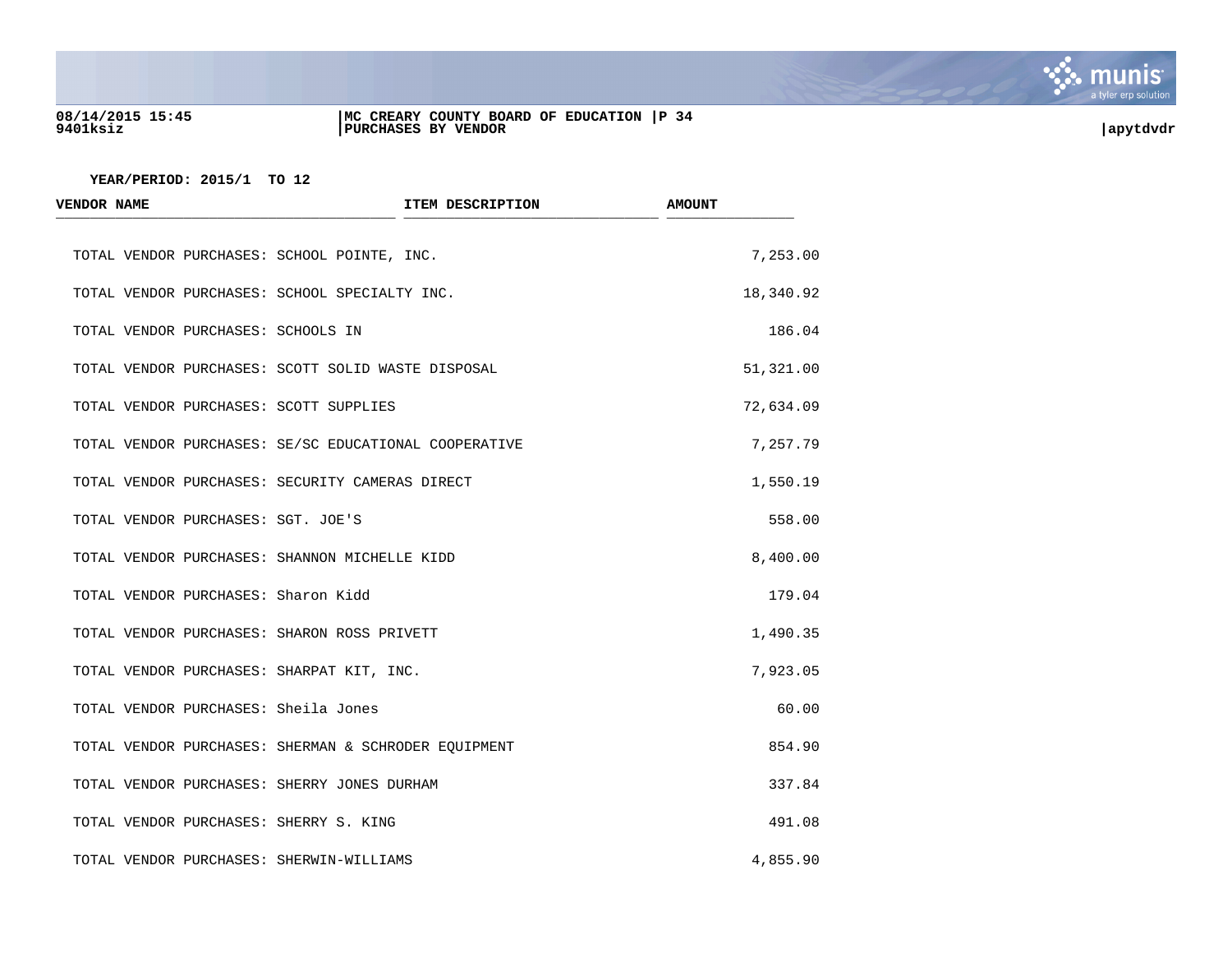YEAR/PERIOD: 2015/1 TO 12

| VENDOR NAME | ITEM DESCRIPTION | AMOUNT |
|---|---|---|
| TOTAL VENDOR PURCHASES: SCHOOL POINTE, INC. | | 7,253.00 |
| TOTAL VENDOR PURCHASES: SCHOOL SPECIALTY INC. | | 18,340.92 |
| TOTAL VENDOR PURCHASES: SCHOOLS IN | | 186.04 |
| TOTAL VENDOR PURCHASES: SCOTT SOLID WASTE DISPOSAL | | 51,321.00 |
| TOTAL VENDOR PURCHASES: SCOTT SUPPLIES | | 72,634.09 |
| TOTAL VENDOR PURCHASES: SE/SC EDUCATIONAL COOPERATIVE | | 7,257.79 |
| TOTAL VENDOR PURCHASES: SECURITY CAMERAS DIRECT | | 1,550.19 |
| TOTAL VENDOR PURCHASES: SGT. JOE'S | | 558.00 |
| TOTAL VENDOR PURCHASES: SHANNON MICHELLE KIDD | | 8,400.00 |
| TOTAL VENDOR PURCHASES: Sharon Kidd | | 179.04 |
| TOTAL VENDOR PURCHASES: SHARON ROSS PRIVETT | | 1,490.35 |
| TOTAL VENDOR PURCHASES: SHARPAT KIT, INC. | | 7,923.05 |
| TOTAL VENDOR PURCHASES: Sheila Jones | | 60.00 |
| TOTAL VENDOR PURCHASES: SHERMAN & SCHRODER EQUIPMENT | | 854.90 |
| TOTAL VENDOR PURCHASES: SHERRY JONES DURHAM | | 337.84 |
| TOTAL VENDOR PURCHASES: SHERRY S. KING | | 491.08 |
| TOTAL VENDOR PURCHASES: SHERWIN-WILLIAMS | | 4,855.90 |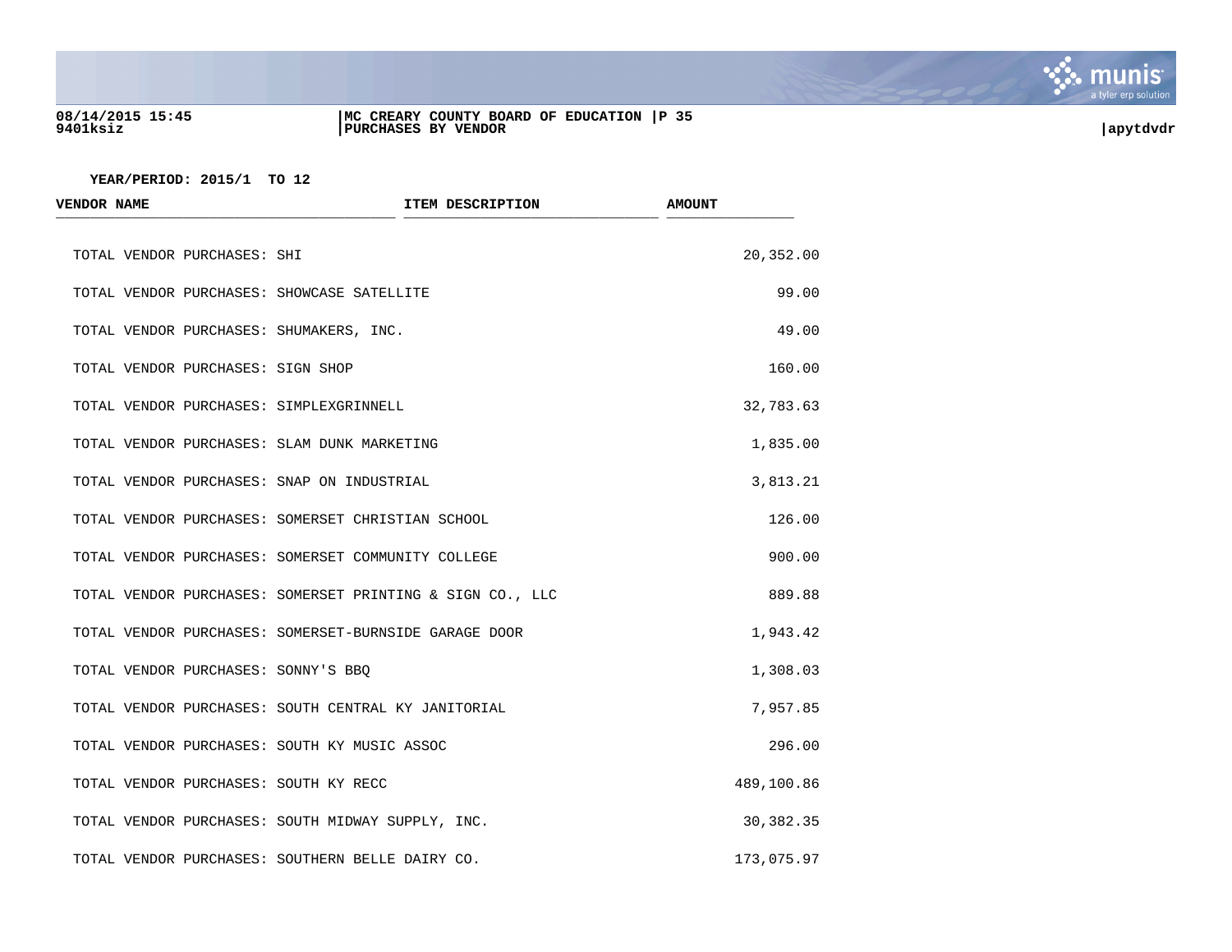YEAR/PERIOD: 2015/1 TO 12

| VENDOR NAME | ITEM DESCRIPTION | AMOUNT |
|---|---|---|
| TOTAL VENDOR PURCHASES: SHI | | 20,352.00 |
| TOTAL VENDOR PURCHASES: SHOWCASE SATELLITE | | 99.00 |
| TOTAL VENDOR PURCHASES: SHUMAKERS, INC. | | 49.00 |
| TOTAL VENDOR PURCHASES: SIGN SHOP | | 160.00 |
| TOTAL VENDOR PURCHASES: SIMPLEXGRINNELL | | 32,783.63 |
| TOTAL VENDOR PURCHASES: SLAM DUNK MARKETING | | 1,835.00 |
| TOTAL VENDOR PURCHASES: SNAP ON INDUSTRIAL | | 3,813.21 |
| TOTAL VENDOR PURCHASES: SOMERSET CHRISTIAN SCHOOL | | 126.00 |
| TOTAL VENDOR PURCHASES: SOMERSET COMMUNITY COLLEGE | | 900.00 |
| TOTAL VENDOR PURCHASES: SOMERSET PRINTING & SIGN CO., LLC | | 889.88 |
| TOTAL VENDOR PURCHASES: SOMERSET-BURNSIDE GARAGE DOOR | | 1,943.42 |
| TOTAL VENDOR PURCHASES: SONNY'S BBQ | | 1,308.03 |
| TOTAL VENDOR PURCHASES: SOUTH CENTRAL KY JANITORIAL | | 7,957.85 |
| TOTAL VENDOR PURCHASES: SOUTH KY MUSIC ASSOC | | 296.00 |
| TOTAL VENDOR PURCHASES: SOUTH KY RECC | | 489,100.86 |
| TOTAL VENDOR PURCHASES: SOUTH MIDWAY SUPPLY, INC. | | 30,382.35 |
| TOTAL VENDOR PURCHASES: SOUTHERN BELLE DAIRY CO. | | 173,075.97 |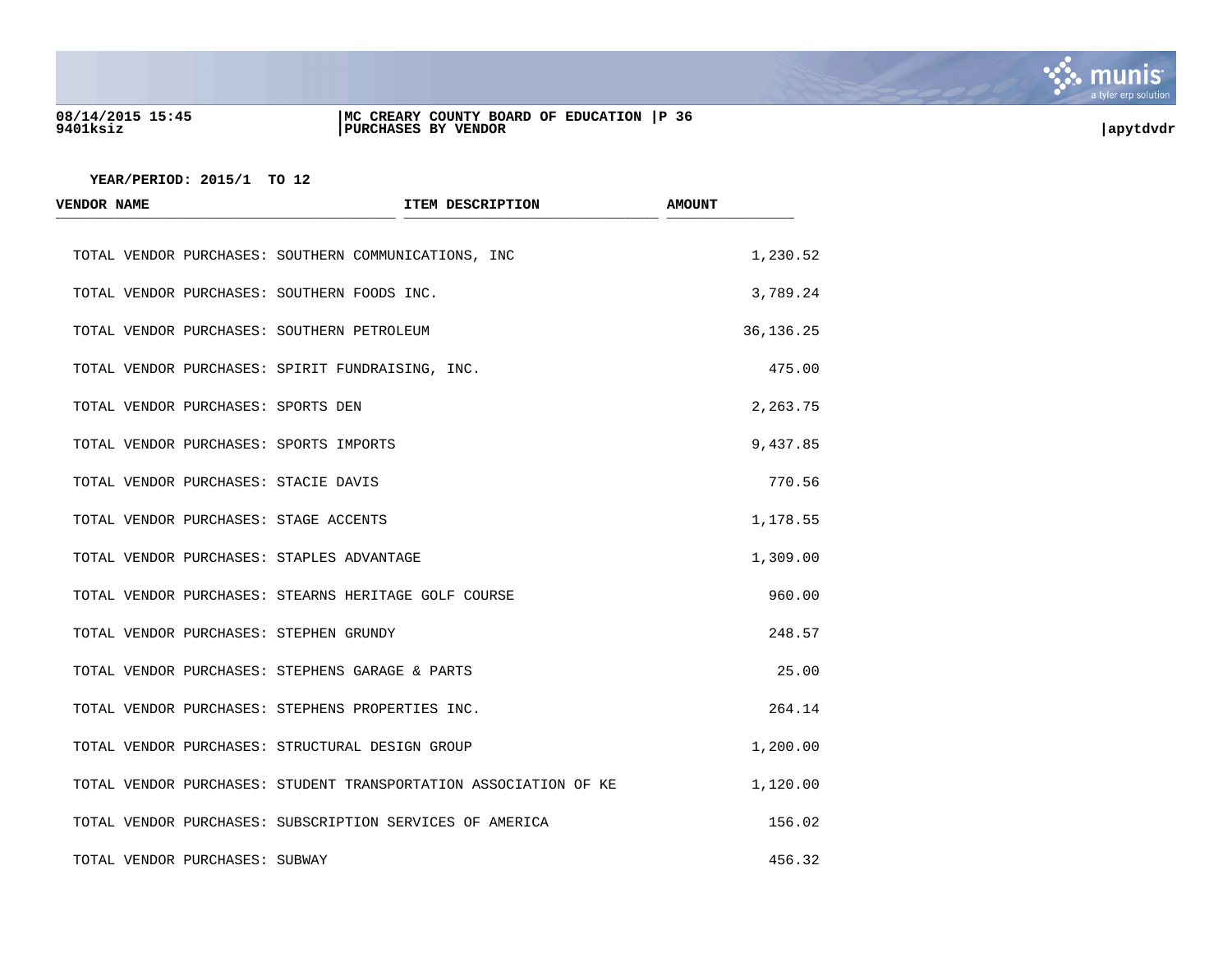YEAR/PERIOD: 2015/1 TO 12

| VENDOR NAME | ITEM DESCRIPTION | AMOUNT |
|---|---|---|
| TOTAL VENDOR PURCHASES: SOUTHERN COMMUNICATIONS, INC | | 1,230.52 |
| TOTAL VENDOR PURCHASES: SOUTHERN FOODS INC. | | 3,789.24 |
| TOTAL VENDOR PURCHASES: SOUTHERN PETROLEUM | | 36,136.25 |
| TOTAL VENDOR PURCHASES: SPIRIT FUNDRAISING, INC. | | 475.00 |
| TOTAL VENDOR PURCHASES: SPORTS DEN | | 2,263.75 |
| TOTAL VENDOR PURCHASES: SPORTS IMPORTS | | 9,437.85 |
| TOTAL VENDOR PURCHASES: STACIE DAVIS | | 770.56 |
| TOTAL VENDOR PURCHASES: STAGE ACCENTS | | 1,178.55 |
| TOTAL VENDOR PURCHASES: STAPLES ADVANTAGE | | 1,309.00 |
| TOTAL VENDOR PURCHASES: STEARNS HERITAGE GOLF COURSE | | 960.00 |
| TOTAL VENDOR PURCHASES: STEPHEN GRUNDY | | 248.57 |
| TOTAL VENDOR PURCHASES: STEPHENS GARAGE & PARTS | | 25.00 |
| TOTAL VENDOR PURCHASES: STEPHENS PROPERTIES INC. | | 264.14 |
| TOTAL VENDOR PURCHASES: STRUCTURAL DESIGN GROUP | | 1,200.00 |
| TOTAL VENDOR PURCHASES: STUDENT TRANSPORTATION ASSOCIATION OF KE | | 1,120.00 |
| TOTAL VENDOR PURCHASES: SUBSCRIPTION SERVICES OF AMERICA | | 156.02 |
| TOTAL VENDOR PURCHASES: SUBWAY | | 456.32 |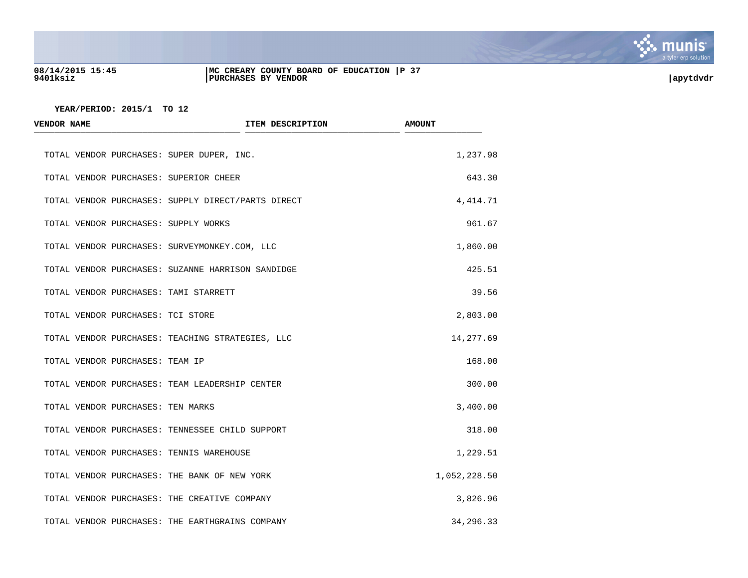YEAR/PERIOD: 2015/1 TO 12

| VENDOR NAME | ITEM DESCRIPTION | AMOUNT |
|---|---|---|
| TOTAL VENDOR PURCHASES: SUPER DUPER, INC. | | 1,237.98 |
| TOTAL VENDOR PURCHASES: SUPERIOR CHEER | | 643.30 |
| TOTAL VENDOR PURCHASES: SUPPLY DIRECT/PARTS DIRECT | | 4,414.71 |
| TOTAL VENDOR PURCHASES: SUPPLY WORKS | | 961.67 |
| TOTAL VENDOR PURCHASES: SURVEYMONKEY.COM, LLC | | 1,860.00 |
| TOTAL VENDOR PURCHASES: SUZANNE HARRISON SANDIDGE | | 425.51 |
| TOTAL VENDOR PURCHASES: TAMI STARRETT | | 39.56 |
| TOTAL VENDOR PURCHASES: TCI STORE | | 2,803.00 |
| TOTAL VENDOR PURCHASES: TEACHING STRATEGIES, LLC | | 14,277.69 |
| TOTAL VENDOR PURCHASES: TEAM IP | | 168.00 |
| TOTAL VENDOR PURCHASES: TEAM LEADERSHIP CENTER | | 300.00 |
| TOTAL VENDOR PURCHASES: TEN MARKS | | 3,400.00 |
| TOTAL VENDOR PURCHASES: TENNESSEE CHILD SUPPORT | | 318.00 |
| TOTAL VENDOR PURCHASES: TENNIS WAREHOUSE | | 1,229.51 |
| TOTAL VENDOR PURCHASES: THE BANK OF NEW YORK | | 1,052,228.50 |
| TOTAL VENDOR PURCHASES: THE CREATIVE COMPANY | | 3,826.96 |
| TOTAL VENDOR PURCHASES: THE EARTHGRAINS COMPANY | | 34,296.33 |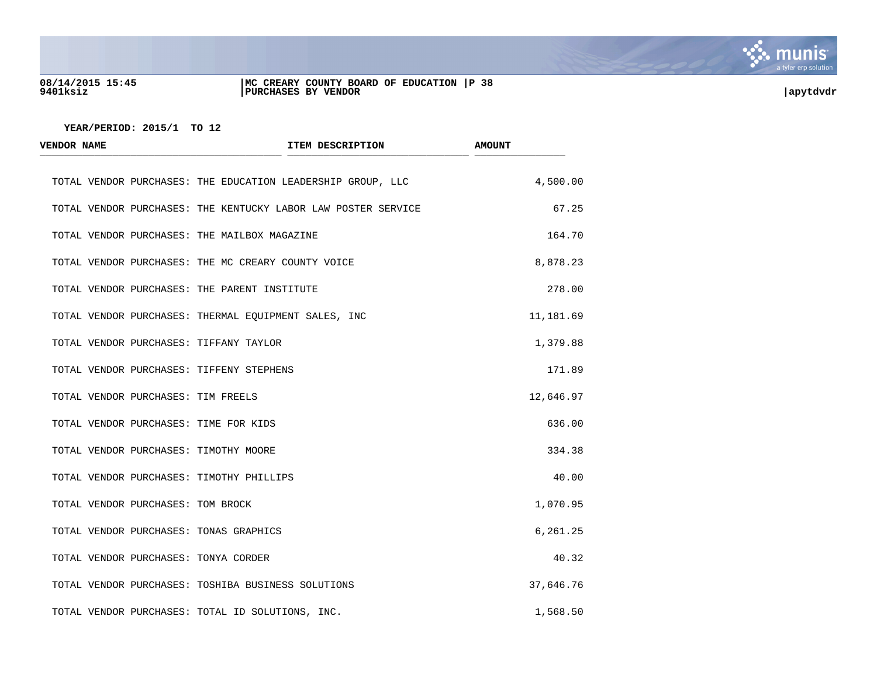YEAR/PERIOD: 2015/1 TO 12

| VENDOR NAME | ITEM DESCRIPTION | AMOUNT |
|---|---|---|
| TOTAL VENDOR PURCHASES: THE EDUCATION LEADERSHIP GROUP, LLC | | 4,500.00 |
| TOTAL VENDOR PURCHASES: THE KENTUCKY LABOR LAW POSTER SERVICE | | 67.25 |
| TOTAL VENDOR PURCHASES: THE MAILBOX MAGAZINE | | 164.70 |
| TOTAL VENDOR PURCHASES: THE MC CREARY COUNTY VOICE | | 8,878.23 |
| TOTAL VENDOR PURCHASES: THE PARENT INSTITUTE | | 278.00 |
| TOTAL VENDOR PURCHASES: THERMAL EQUIPMENT SALES, INC | | 11,181.69 |
| TOTAL VENDOR PURCHASES: TIFFANY TAYLOR | | 1,379.88 |
| TOTAL VENDOR PURCHASES: TIFFENY STEPHENS | | 171.89 |
| TOTAL VENDOR PURCHASES: TIM FREELS | | 12,646.97 |
| TOTAL VENDOR PURCHASES: TIME FOR KIDS | | 636.00 |
| TOTAL VENDOR PURCHASES: TIMOTHY MOORE | | 334.38 |
| TOTAL VENDOR PURCHASES: TIMOTHY PHILLIPS | | 40.00 |
| TOTAL VENDOR PURCHASES: TOM BROCK | | 1,070.95 |
| TOTAL VENDOR PURCHASES: TONAS GRAPHICS | | 6,261.25 |
| TOTAL VENDOR PURCHASES: TONYA CORDER | | 40.32 |
| TOTAL VENDOR PURCHASES: TOSHIBA BUSINESS SOLUTIONS | | 37,646.76 |
| TOTAL VENDOR PURCHASES: TOTAL ID SOLUTIONS, INC. | | 1,568.50 |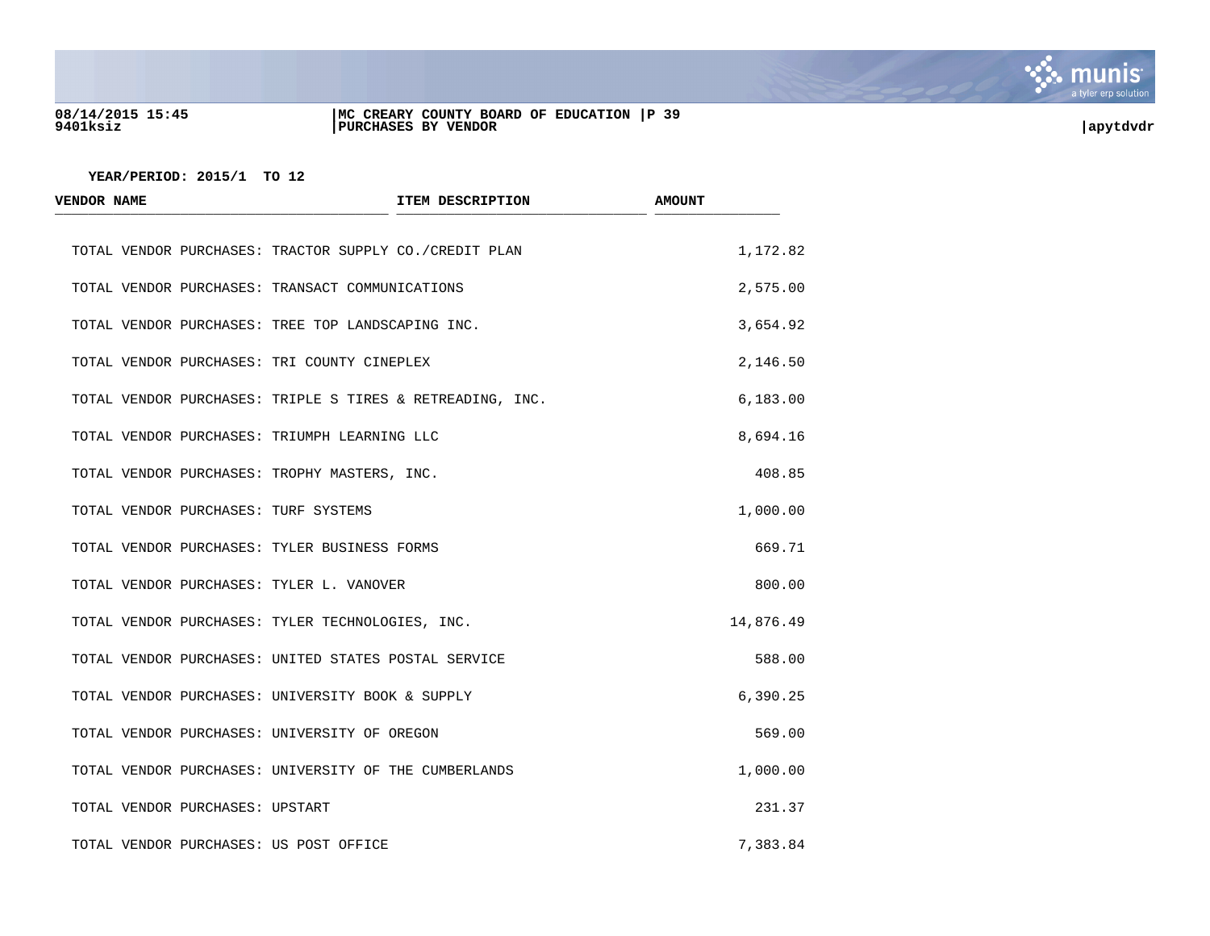YEAR/PERIOD: 2015/1 TO 12

| VENDOR NAME | ITEM DESCRIPTION | AMOUNT |
|---|---|---|
| TOTAL VENDOR PURCHASES: TRACTOR SUPPLY CO./CREDIT PLAN | | 1,172.82 |
| TOTAL VENDOR PURCHASES: TRANSACT COMMUNICATIONS | | 2,575.00 |
| TOTAL VENDOR PURCHASES: TREE TOP LANDSCAPING INC. | | 3,654.92 |
| TOTAL VENDOR PURCHASES: TRI COUNTY CINEPLEX | | 2,146.50 |
| TOTAL VENDOR PURCHASES: TRIPLE S TIRES & RETREADING, INC. | | 6,183.00 |
| TOTAL VENDOR PURCHASES: TRIUMPH LEARNING LLC | | 8,694.16 |
| TOTAL VENDOR PURCHASES: TROPHY MASTERS, INC. | | 408.85 |
| TOTAL VENDOR PURCHASES: TURF SYSTEMS | | 1,000.00 |
| TOTAL VENDOR PURCHASES: TYLER BUSINESS FORMS | | 669.71 |
| TOTAL VENDOR PURCHASES: TYLER L. VANOVER | | 800.00 |
| TOTAL VENDOR PURCHASES: TYLER TECHNOLOGIES, INC. | | 14,876.49 |
| TOTAL VENDOR PURCHASES: UNITED STATES POSTAL SERVICE | | 588.00 |
| TOTAL VENDOR PURCHASES: UNIVERSITY BOOK & SUPPLY | | 6,390.25 |
| TOTAL VENDOR PURCHASES: UNIVERSITY OF OREGON | | 569.00 |
| TOTAL VENDOR PURCHASES: UNIVERSITY OF THE CUMBERLANDS | | 1,000.00 |
| TOTAL VENDOR PURCHASES: UPSTART | | 231.37 |
| TOTAL VENDOR PURCHASES: US POST OFFICE | | 7,383.84 |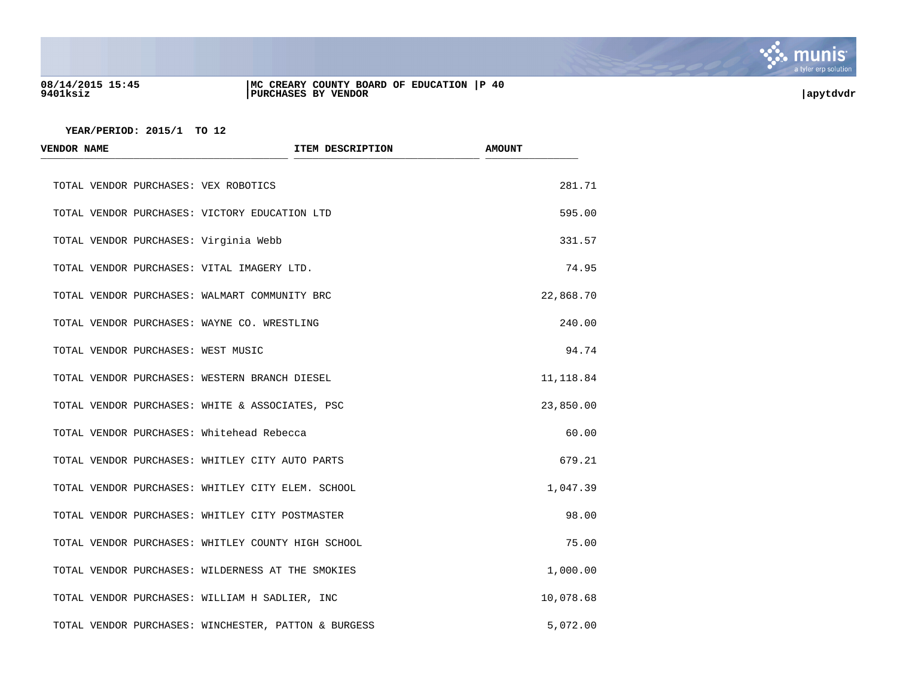YEAR/PERIOD: 2015/1 TO 12

| VENDOR NAME | ITEM DESCRIPTION | AMOUNT |
|---|---|---|
| TOTAL VENDOR PURCHASES: VEX ROBOTICS | | 281.71 |
| TOTAL VENDOR PURCHASES: VICTORY EDUCATION LTD | | 595.00 |
| TOTAL VENDOR PURCHASES: Virginia Webb | | 331.57 |
| TOTAL VENDOR PURCHASES: VITAL IMAGERY LTD. | | 74.95 |
| TOTAL VENDOR PURCHASES: WALMART COMMUNITY BRC | | 22,868.70 |
| TOTAL VENDOR PURCHASES: WAYNE CO. WRESTLING | | 240.00 |
| TOTAL VENDOR PURCHASES: WEST MUSIC | | 94.74 |
| TOTAL VENDOR PURCHASES: WESTERN BRANCH DIESEL | | 11,118.84 |
| TOTAL VENDOR PURCHASES: WHITE & ASSOCIATES, PSC | | 23,850.00 |
| TOTAL VENDOR PURCHASES: Whitehead Rebecca | | 60.00 |
| TOTAL VENDOR PURCHASES: WHITLEY CITY AUTO PARTS | | 679.21 |
| TOTAL VENDOR PURCHASES: WHITLEY CITY ELEM. SCHOOL | | 1,047.39 |
| TOTAL VENDOR PURCHASES: WHITLEY CITY POSTMASTER | | 98.00 |
| TOTAL VENDOR PURCHASES: WHITLEY COUNTY HIGH SCHOOL | | 75.00 |
| TOTAL VENDOR PURCHASES: WILDERNESS AT THE SMOKIES | | 1,000.00 |
| TOTAL VENDOR PURCHASES: WILLIAM H SADLIER, INC | | 10,078.68 |
| TOTAL VENDOR PURCHASES: WINCHESTER, PATTON & BURGESS | | 5,072.00 |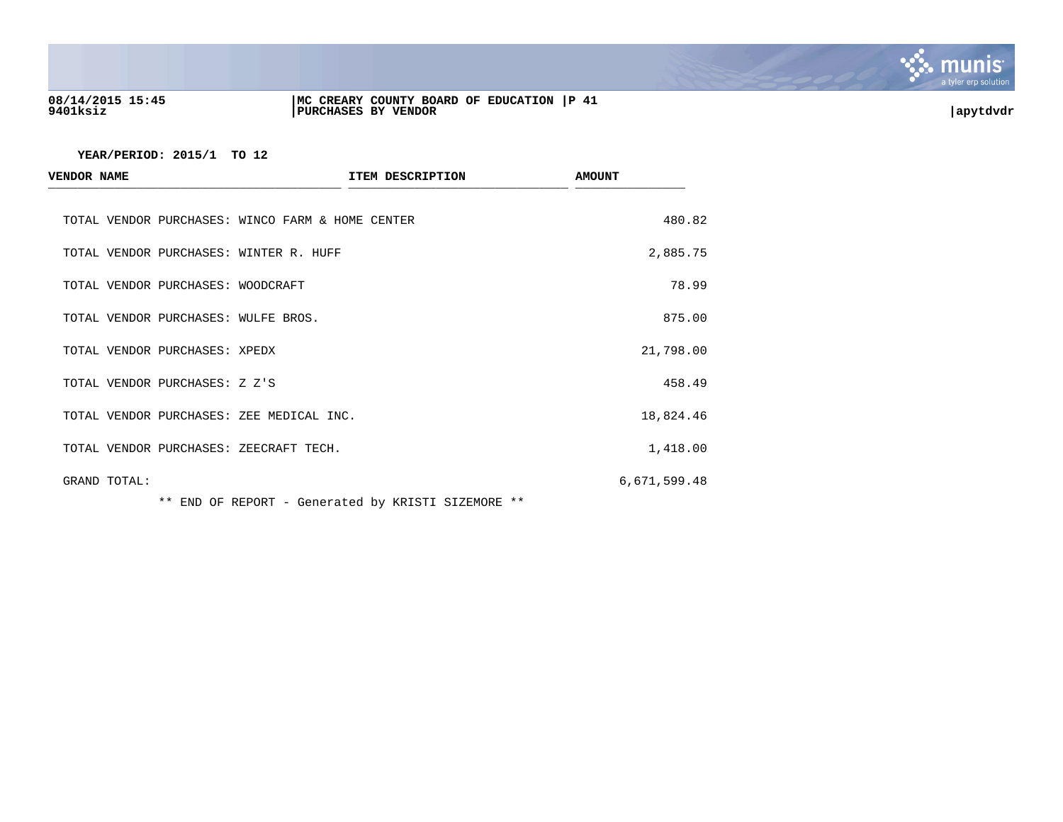YEAR/PERIOD: 2015/1 TO 12

| VENDOR NAME | ITEM DESCRIPTION | AMOUNT |
|---|---|---|
| TOTAL VENDOR PURCHASES: WINCO FARM & HOME CENTER | | 480.82 |
| TOTAL VENDOR PURCHASES: WINTER R. HUFF | | 2,885.75 |
| TOTAL VENDOR PURCHASES: WOODCRAFT | | 78.99 |
| TOTAL VENDOR PURCHASES: WULFE BROS. | | 875.00 |
| TOTAL VENDOR PURCHASES: XPEDX | | 21,798.00 |
| TOTAL VENDOR PURCHASES: Z Z'S | | 458.49 |
| TOTAL VENDOR PURCHASES: ZEE MEDICAL INC. | | 18,824.46 |
| TOTAL VENDOR PURCHASES: ZEECRAFT TECH. | | 1,418.00 |
| GRAND TOTAL: | | 6,671,599.48 |

** END OF REPORT - Generated by KRISTI SIZEMORE **